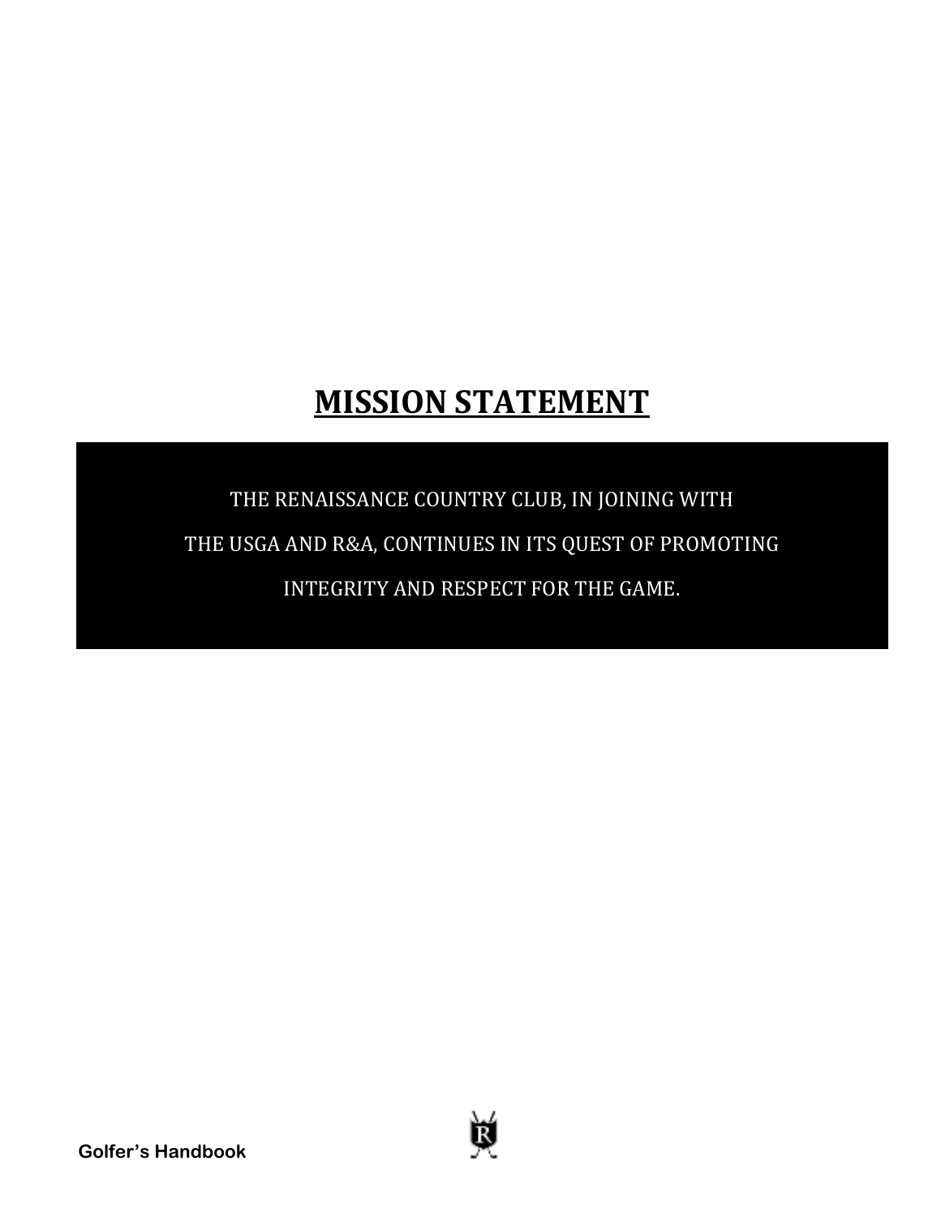# MISSION STATEMENT

THE RENAISSANCE COUNTRY CLUB, IN JOINING WITH THE USGA AND R&A, CONTINUES IN ITS QUEST OF PROMOTING INTEGRITY AND RESPECT FOR THE GAME.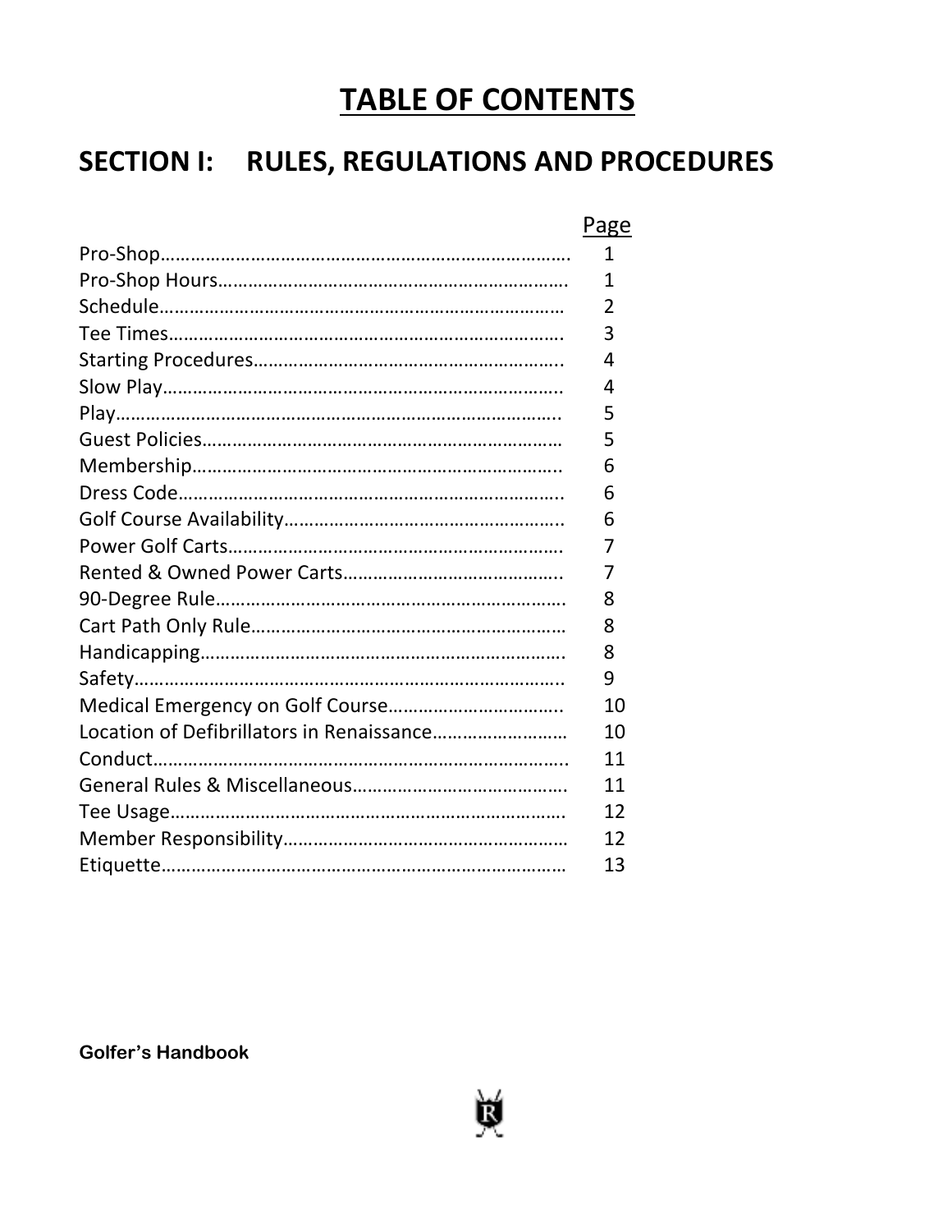# TABLE OF CONTENTS

## SECTION I: RULES, REGULATIONS AND PROCEDURES

| | Page |
|---|---|
| Pro-Shop | 1 |
| Pro-Shop Hours | 1 |
| Schedule | 2 |
| Tee Times | 3 |
| Starting Procedures | 4 |
| Slow Play | 4 |
| Play | 5 |
| Guest Policies | 5 |
| Membership | 6 |
| Dress Code | 6 |
| Golf Course Availability | 6 |
| Power Golf Carts | 7 |
| Rented & Owned Power Carts | 7 |
| 90-Degree Rule | 8 |
| Cart Path Only Rule | 8 |
| Handicapping | 8 |
| Safety | 9 |
| Medical Emergency on Golf Course | 10 |
| Location of Defibrillators in Renaissance | 10 |
| Conduct | 11 |
| General Rules & Miscellaneous | 11 |
| Tee Usage | 12 |
| Member Responsibility | 12 |
| Etiquette | 13 |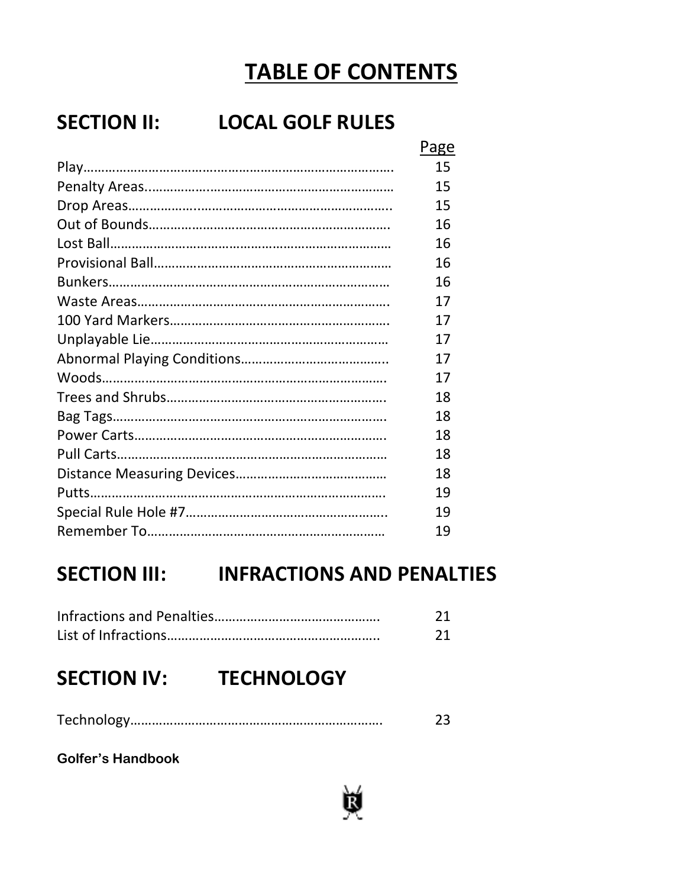# TABLE OF CONTENTS

## SECTION II: LOCAL GOLF RULES

| | Page |
|---|---|
| Play | 15 |
| Penalty Areas | 15 |
| Drop Areas | 15 |
| Out of Bounds | 16 |
| Lost Ball | 16 |
| Provisional Ball | 16 |
| Bunkers | 16 |
| Waste Areas | 17 |
| 100 Yard Markers | 17 |
| Unplayable Lie | 17 |
| Abnormal Playing Conditions | 17 |
| Woods | 17 |
| Trees and Shrubs | 18 |
| Bag Tags | 18 |
| Power Carts | 18 |
| Pull Carts | 18 |
| Distance Measuring Devices | 18 |
| Putts | 19 |
| Special Rule Hole #7 | 19 |
| Remember To | 19 |

## SECTION III: INFRACTIONS AND PENALTIES

| | |
|---|---|
| Infractions and Penalties | 21 |
| List of Infractions | 21 |

## SECTION IV: TECHNOLOGY

| | |
|---|---|
| Technology | 23 |

**Golfer's Handbook**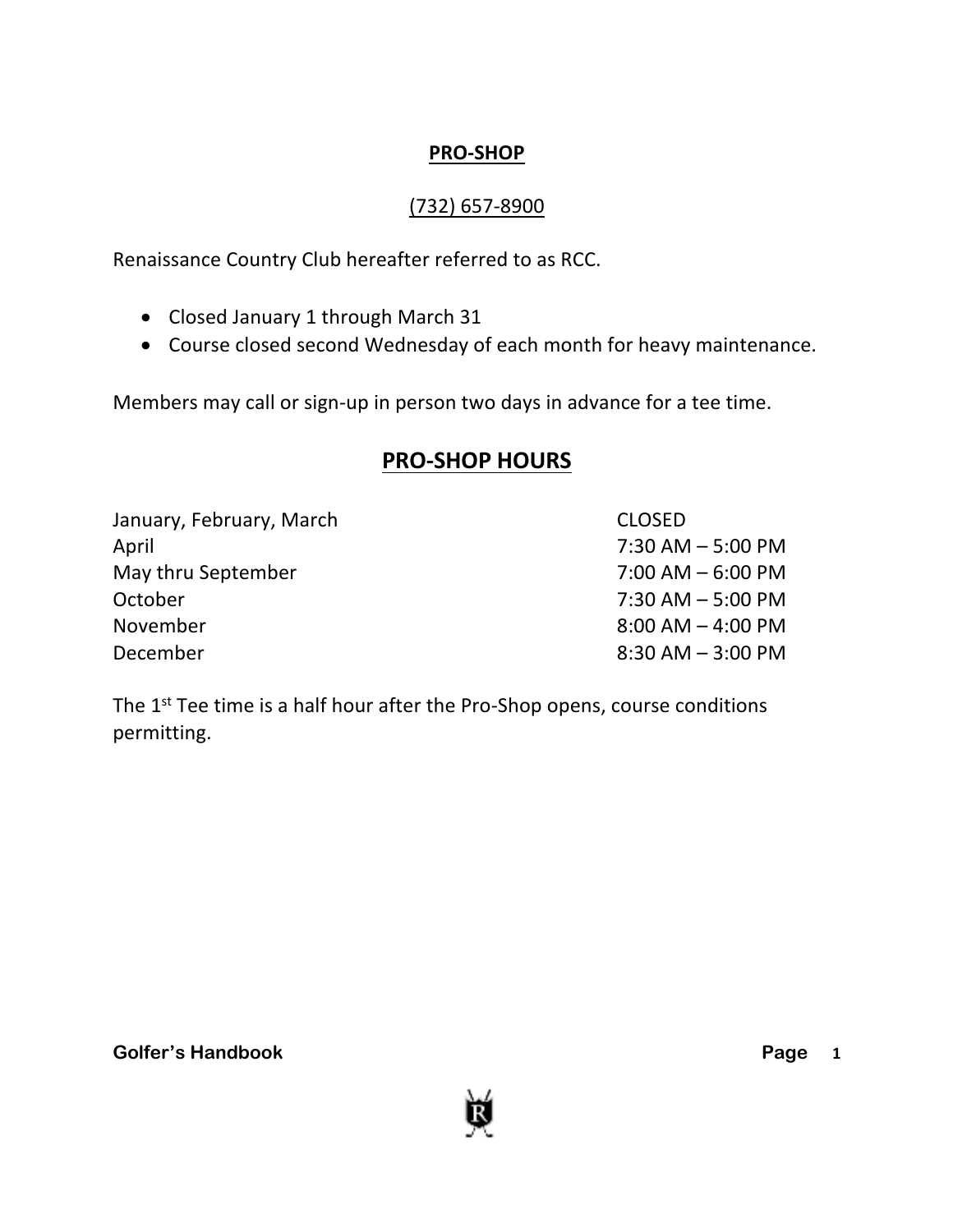## PRO-SHOP

(732) 657-8900

Renaissance Country Club hereafter referred to as RCC.

- Closed January 1 through March 31
- Course closed second Wednesday of each month for heavy maintenance.

Members may call or sign-up in person two days in advance for a tee time.

## PRO-SHOP HOURS

| | |
|---|---|
| January, February, March | CLOSED |
| April | 7:30 AM – 5:00 PM |
| May thru September | 7:00 AM – 6:00 PM |
| October | 7:30 AM – 5:00 PM |
| November | 8:00 AM – 4:00 PM |
| December | 8:30 AM – 3:00 PM |

The 1st Tee time is a half hour after the Pro-Shop opens, course conditions permitting.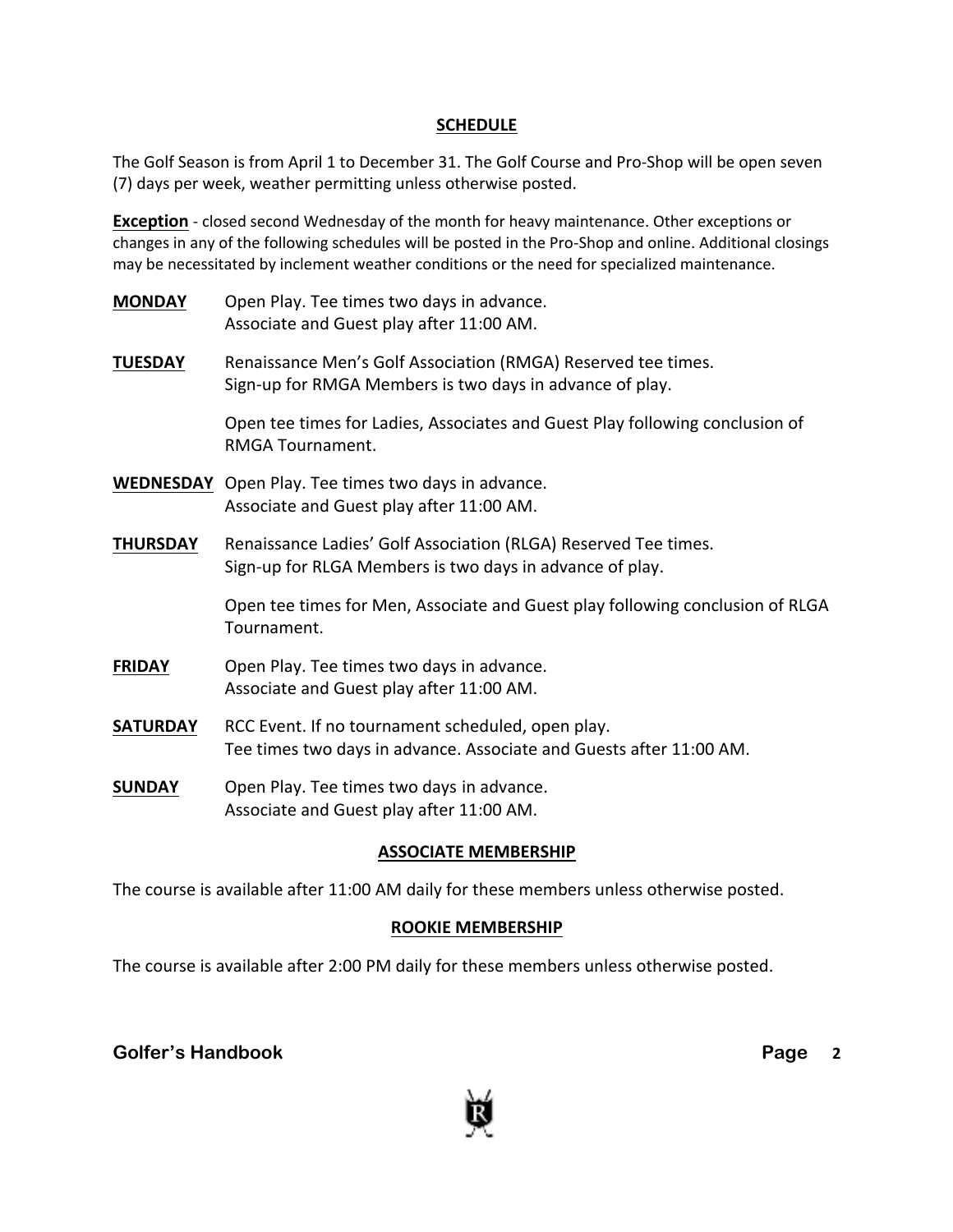## SCHEDULE

The Golf Season is from April 1 to December 31. The Golf Course and Pro-Shop will be open seven (7) days per week, weather permitting unless otherwise posted.

**Exception** - closed second Wednesday of the month for heavy maintenance. Other exceptions or changes in any of the following schedules will be posted in the Pro-Shop and online. Additional closings may be necessitated by inclement weather conditions or the need for specialized maintenance.

**MONDAY** Open Play. Tee times two days in advance.
Associate and Guest play after 11:00 AM.

**TUESDAY** Renaissance Men's Golf Association (RMGA) Reserved tee times.
Sign-up for RMGA Members is two days in advance of play.

Open tee times for Ladies, Associates and Guest Play following conclusion of RMGA Tournament.

**WEDNESDAY** Open Play. Tee times two days in advance.
Associate and Guest play after 11:00 AM.

**THURSDAY** Renaissance Ladies' Golf Association (RLGA) Reserved Tee times.
Sign-up for RLGA Members is two days in advance of play.

Open tee times for Men, Associate and Guest play following conclusion of RLGA Tournament.

**FRIDAY** Open Play. Tee times two days in advance.
Associate and Guest play after 11:00 AM.

**SATURDAY** RCC Event. If no tournament scheduled, open play.
Tee times two days in advance. Associate and Guests after 11:00 AM.

**SUNDAY** Open Play. Tee times two days in advance.
Associate and Guest play after 11:00 AM.

## ASSOCIATE MEMBERSHIP

The course is available after 11:00 AM daily for these members unless otherwise posted.

## ROOKIE MEMBERSHIP

The course is available after 2:00 PM daily for these members unless otherwise posted.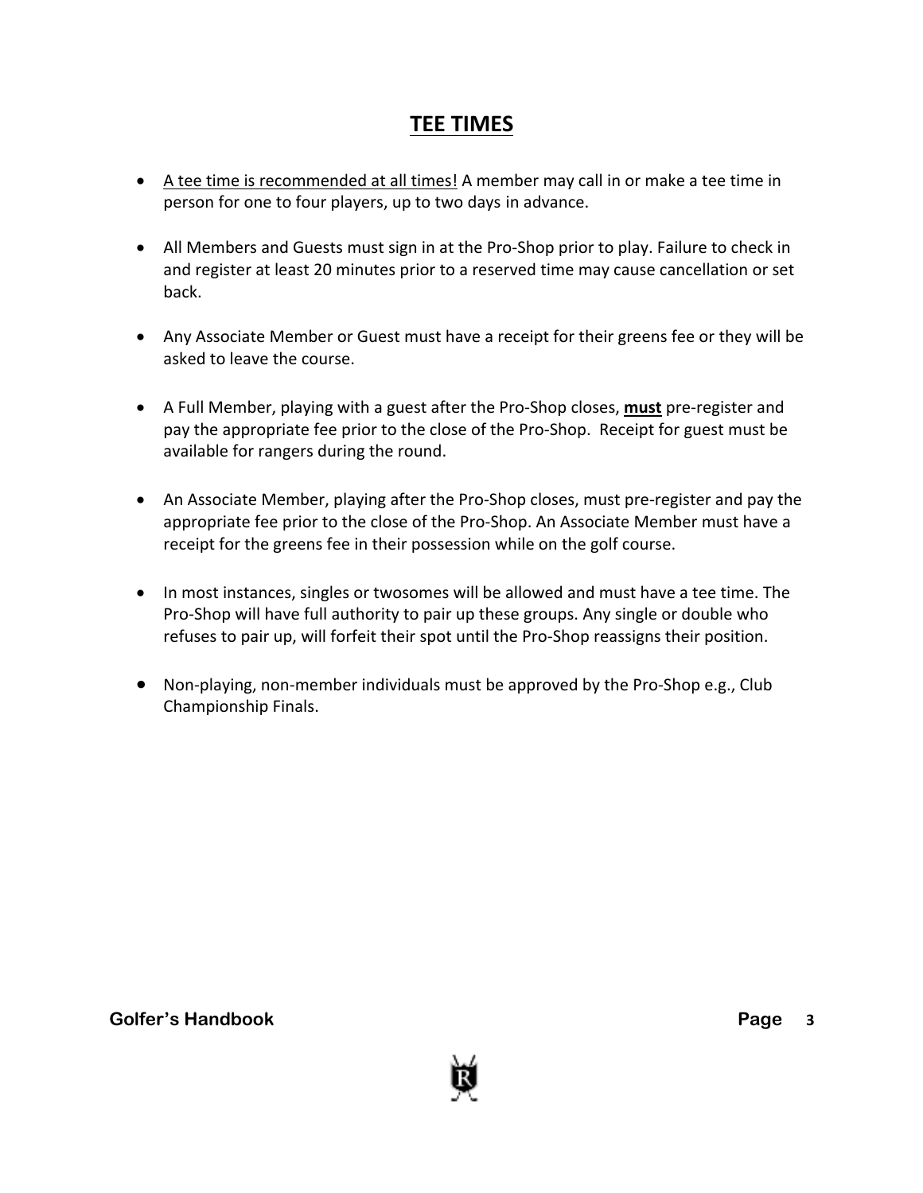# TEE TIMES

- A tee time is recommended at all times! A member may call in or make a tee time in person for one to four players, up to two days in advance.

- All Members and Guests must sign in at the Pro-Shop prior to play. Failure to check in and register at least 20 minutes prior to a reserved time may cause cancellation or set back.

- Any Associate Member or Guest must have a receipt for their greens fee or they will be asked to leave the course.

- A Full Member, playing with a guest after the Pro-Shop closes, **must** pre-register and pay the appropriate fee prior to the close of the Pro-Shop. Receipt for guest must be available for rangers during the round.

- An Associate Member, playing after the Pro-Shop closes, must pre-register and pay the appropriate fee prior to the close of the Pro-Shop. An Associate Member must have a receipt for the greens fee in their possession while on the golf course.

- In most instances, singles or twosomes will be allowed and must have a tee time. The Pro-Shop will have full authority to pair up these groups. Any single or double who refuses to pair up, will forfeit their spot until the Pro-Shop reassigns their position.

- Non-playing, non-member individuals must be approved by the Pro-Shop e.g., Club Championship Finals.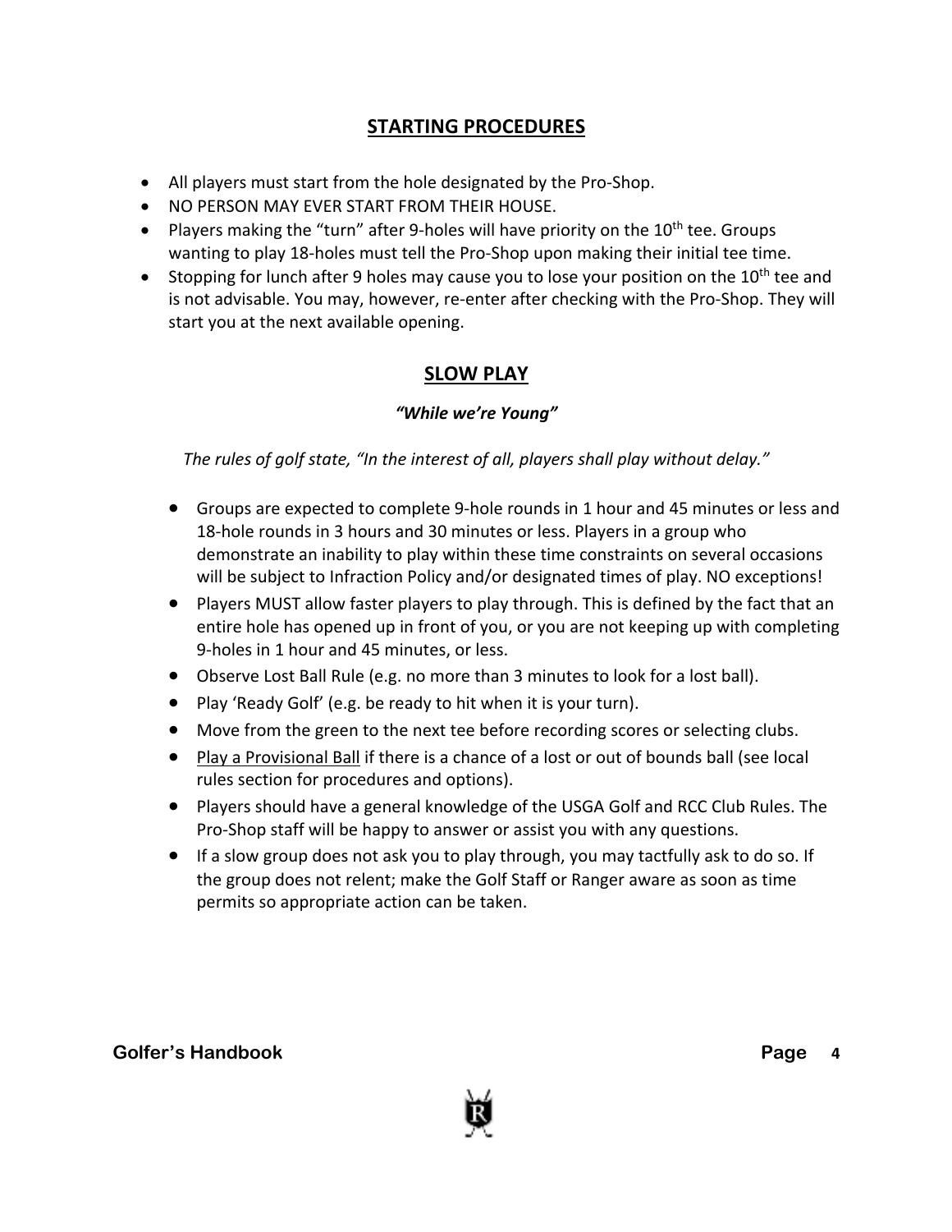## STARTING PROCEDURES

- All players must start from the hole designated by the Pro-Shop.
- NO PERSON MAY EVER START FROM THEIR HOUSE.
- Players making the "turn" after 9-holes will have priority on the 10th tee. Groups wanting to play 18-holes must tell the Pro-Shop upon making their initial tee time.
- Stopping for lunch after 9 holes may cause you to lose your position on the 10th tee and is not advisable. You may, however, re-enter after checking with the Pro-Shop. They will start you at the next available opening.

## SLOW PLAY

***"While we're Young"***

*The rules of golf state, "In the interest of all, players shall play without delay."*

- Groups are expected to complete 9-hole rounds in 1 hour and 45 minutes or less and 18-hole rounds in 3 hours and 30 minutes or less. Players in a group who demonstrate an inability to play within these time constraints on several occasions will be subject to Infraction Policy and/or designated times of play. NO exceptions!
- Players MUST allow faster players to play through. This is defined by the fact that an entire hole has opened up in front of you, or you are not keeping up with completing 9-holes in 1 hour and 45 minutes, or less.
- Observe Lost Ball Rule (e.g. no more than 3 minutes to look for a lost ball).
- Play 'Ready Golf' (e.g. be ready to hit when it is your turn).
- Move from the green to the next tee before recording scores or selecting clubs.
- Play a Provisional Ball if there is a chance of a lost or out of bounds ball (see local rules section for procedures and options).
- Players should have a general knowledge of the USGA Golf and RCC Club Rules. The Pro-Shop staff will be happy to answer or assist you with any questions.
- If a slow group does not ask you to play through, you may tactfully ask to do so. If the group does not relent; make the Golf Staff or Ranger aware as soon as time permits so appropriate action can be taken.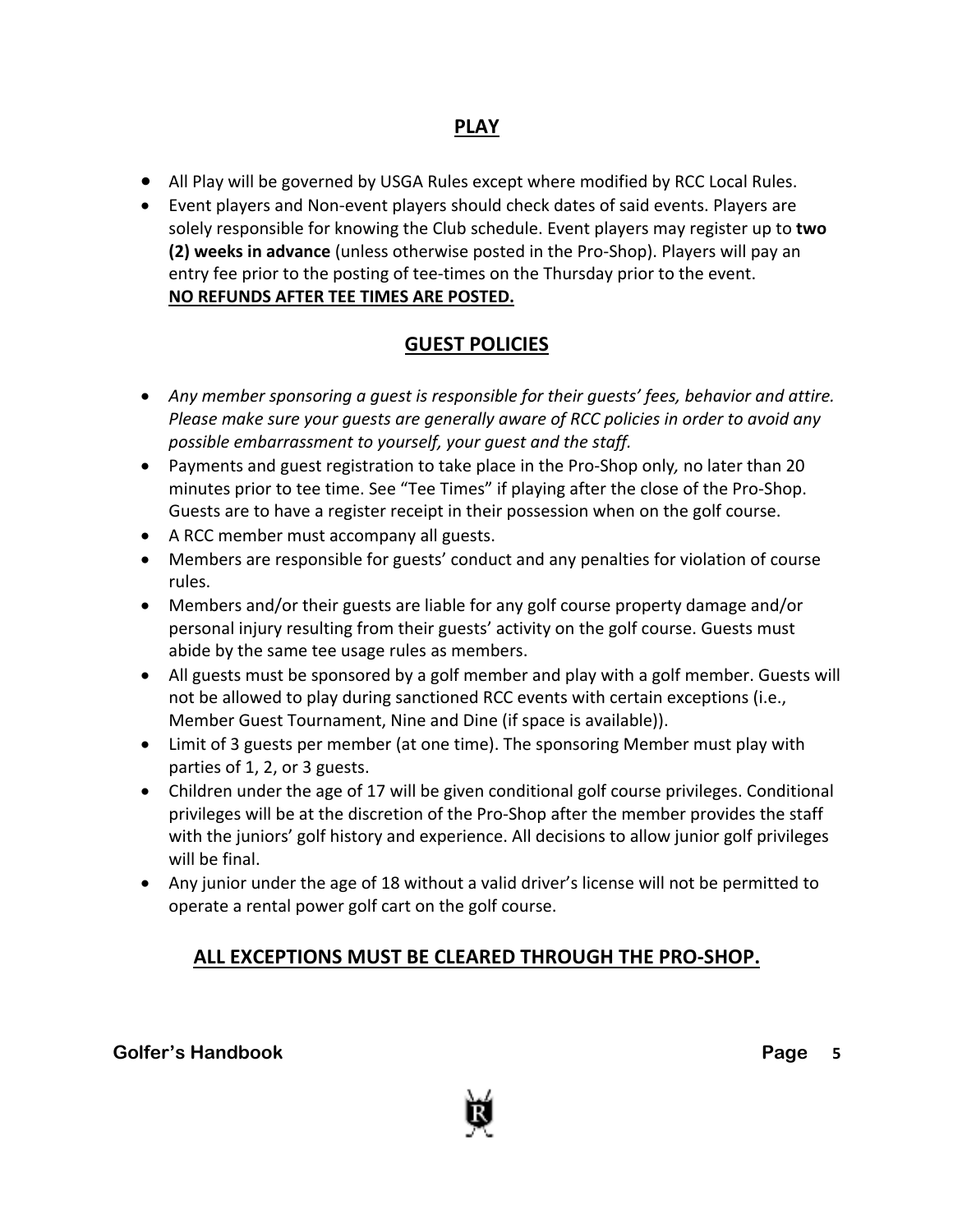## PLAY

- All Play will be governed by USGA Rules except where modified by RCC Local Rules.
- Event players and Non-event players should check dates of said events. Players are solely responsible for knowing the Club schedule. Event players may register up to **two (2) weeks in advance** (unless otherwise posted in the Pro-Shop). Players will pay an entry fee prior to the posting of tee-times on the Thursday prior to the event. **NO REFUNDS AFTER TEE TIMES ARE POSTED.**

## GUEST POLICIES

- *Any member sponsoring a guest is responsible for their guests' fees, behavior and attire. Please make sure your guests are generally aware of RCC policies in order to avoid any possible embarrassment to yourself, your guest and the staff.*
- Payments and guest registration to take place in the Pro-Shop only, no later than 20 minutes prior to tee time. See "Tee Times" if playing after the close of the Pro-Shop. Guests are to have a register receipt in their possession when on the golf course.
- A RCC member must accompany all guests.
- Members are responsible for guests' conduct and any penalties for violation of course rules.
- Members and/or their guests are liable for any golf course property damage and/or personal injury resulting from their guests' activity on the golf course. Guests must abide by the same tee usage rules as members.
- All guests must be sponsored by a golf member and play with a golf member. Guests will not be allowed to play during sanctioned RCC events with certain exceptions (i.e., Member Guest Tournament, Nine and Dine (if space is available)).
- Limit of 3 guests per member (at one time). The sponsoring Member must play with parties of 1, 2, or 3 guests.
- Children under the age of 17 will be given conditional golf course privileges. Conditional privileges will be at the discretion of the Pro-Shop after the member provides the staff with the juniors' golf history and experience. All decisions to allow junior golf privileges will be final.
- Any junior under the age of 18 without a valid driver's license will not be permitted to operate a rental power golf cart on the golf course.

## ALL EXCEPTIONS MUST BE CLEARED THROUGH THE PRO-SHOP.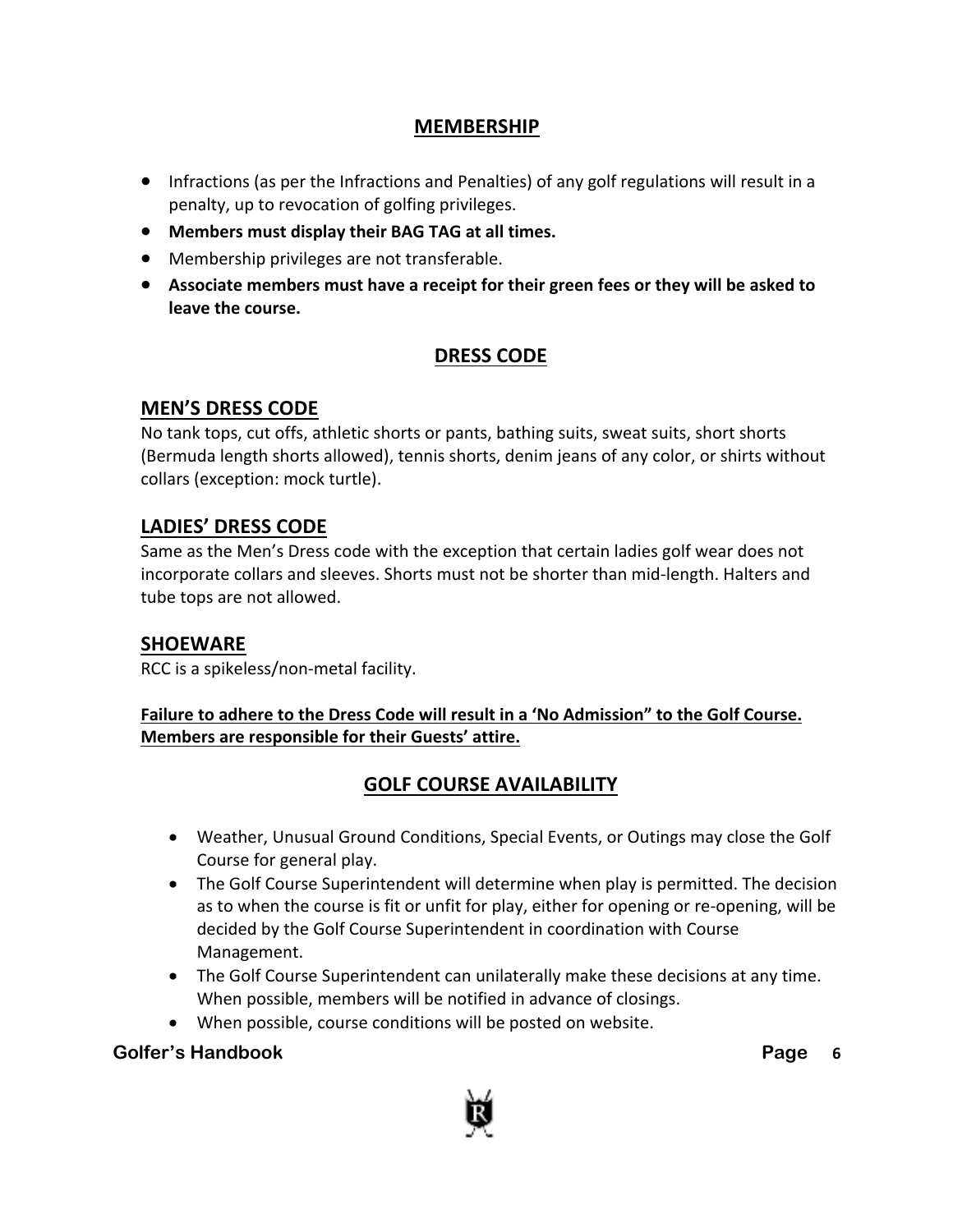## MEMBERSHIP

- Infractions (as per the Infractions and Penalties) of any golf regulations will result in a penalty, up to revocation of golfing privileges.
- **Members must display their BAG TAG at all times.**
- Membership privileges are not transferable.
- **Associate members must have a receipt for their green fees or they will be asked to leave the course.**

## DRESS CODE

### MEN'S DRESS CODE

No tank tops, cut offs, athletic shorts or pants, bathing suits, sweat suits, short shorts (Bermuda length shorts allowed), tennis shorts, denim jeans of any color, or shirts without collars (exception: mock turtle).

### LADIES' DRESS CODE

Same as the Men's Dress code with the exception that certain ladies golf wear does not incorporate collars and sleeves. Shorts must not be shorter than mid-length. Halters and tube tops are not allowed.

### SHOEWARE

RCC is a spikeless/non-metal facility.

**Failure to adhere to the Dress Code will result in a 'No Admission" to the Golf Course. Members are responsible for their Guests' attire.**

## GOLF COURSE AVAILABILITY

- Weather, Unusual Ground Conditions, Special Events, or Outings may close the Golf Course for general play.
- The Golf Course Superintendent will determine when play is permitted. The decision as to when the course is fit or unfit for play, either for opening or re-opening, will be decided by the Golf Course Superintendent in coordination with Course Management.
- The Golf Course Superintendent can unilaterally make these decisions at any time. When possible, members will be notified in advance of closings.
- When possible, course conditions will be posted on website.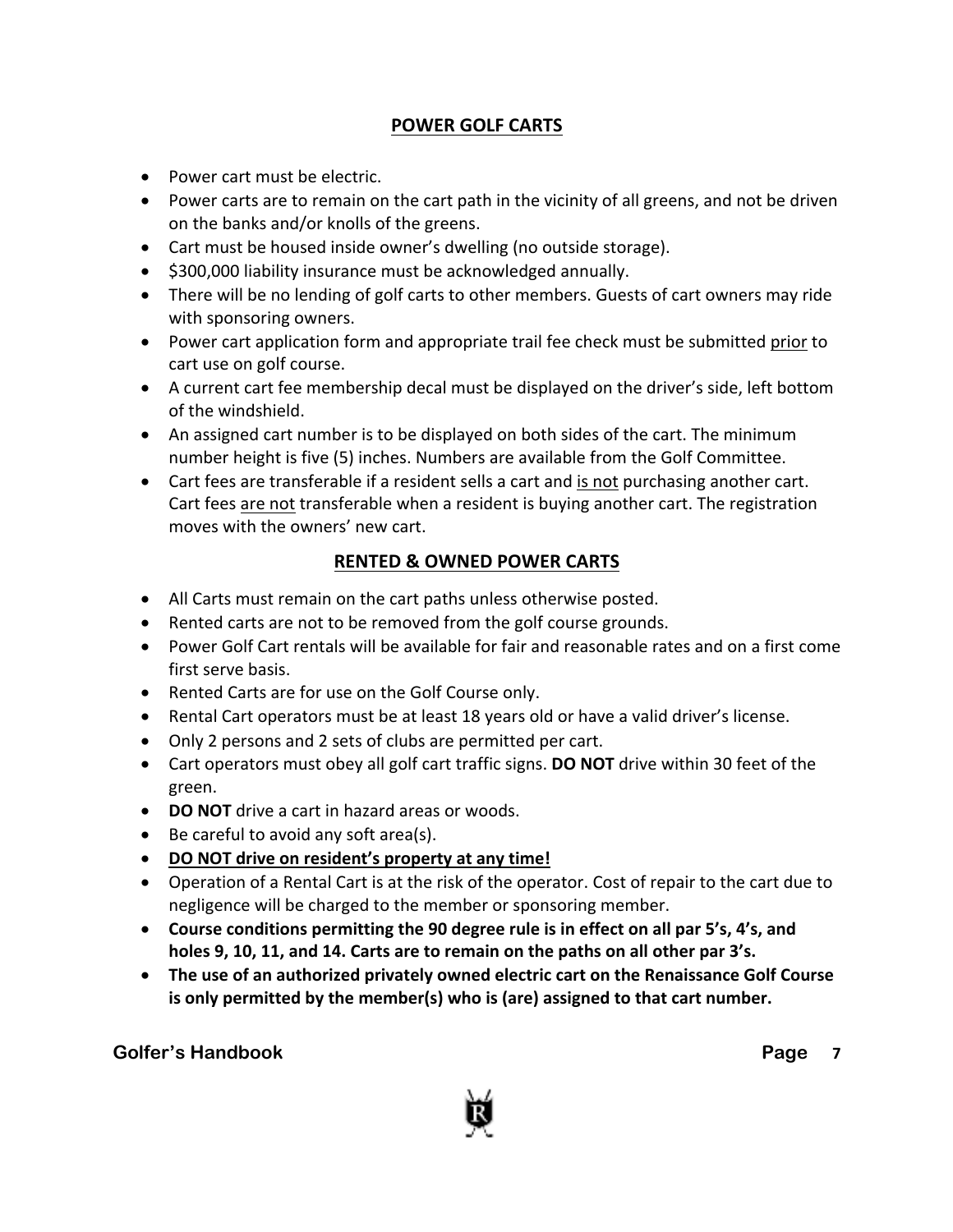## POWER GOLF CARTS

- Power cart must be electric.
- Power carts are to remain on the cart path in the vicinity of all greens, and not be driven on the banks and/or knolls of the greens.
- Cart must be housed inside owner's dwelling (no outside storage).
- $300,000 liability insurance must be acknowledged annually.
- There will be no lending of golf carts to other members. Guests of cart owners may ride with sponsoring owners.
- Power cart application form and appropriate trail fee check must be submitted prior to cart use on golf course.
- A current cart fee membership decal must be displayed on the driver's side, left bottom of the windshield.
- An assigned cart number is to be displayed on both sides of the cart. The minimum number height is five (5) inches. Numbers are available from the Golf Committee.
- Cart fees are transferable if a resident sells a cart and is not purchasing another cart. Cart fees are not transferable when a resident is buying another cart. The registration moves with the owners' new cart.

## RENTED & OWNED POWER CARTS

- All Carts must remain on the cart paths unless otherwise posted.
- Rented carts are not to be removed from the golf course grounds.
- Power Golf Cart rentals will be available for fair and reasonable rates and on a first come first serve basis.
- Rented Carts are for use on the Golf Course only.
- Rental Cart operators must be at least 18 years old or have a valid driver's license.
- Only 2 persons and 2 sets of clubs are permitted per cart.
- Cart operators must obey all golf cart traffic signs. **DO NOT** drive within 30 feet of the green.
- **DO NOT** drive a cart in hazard areas or woods.
- Be careful to avoid any soft area(s).
- **DO NOT drive on resident's property at any time!**
- Operation of a Rental Cart is at the risk of the operator. Cost of repair to the cart due to negligence will be charged to the member or sponsoring member.
- **Course conditions permitting the 90 degree rule is in effect on all par 5's, 4's, and holes 9, 10, 11, and 14. Carts are to remain on the paths on all other par 3's.**
- **The use of an authorized privately owned electric cart on the Renaissance Golf Course is only permitted by the member(s) who is (are) assigned to that cart number.**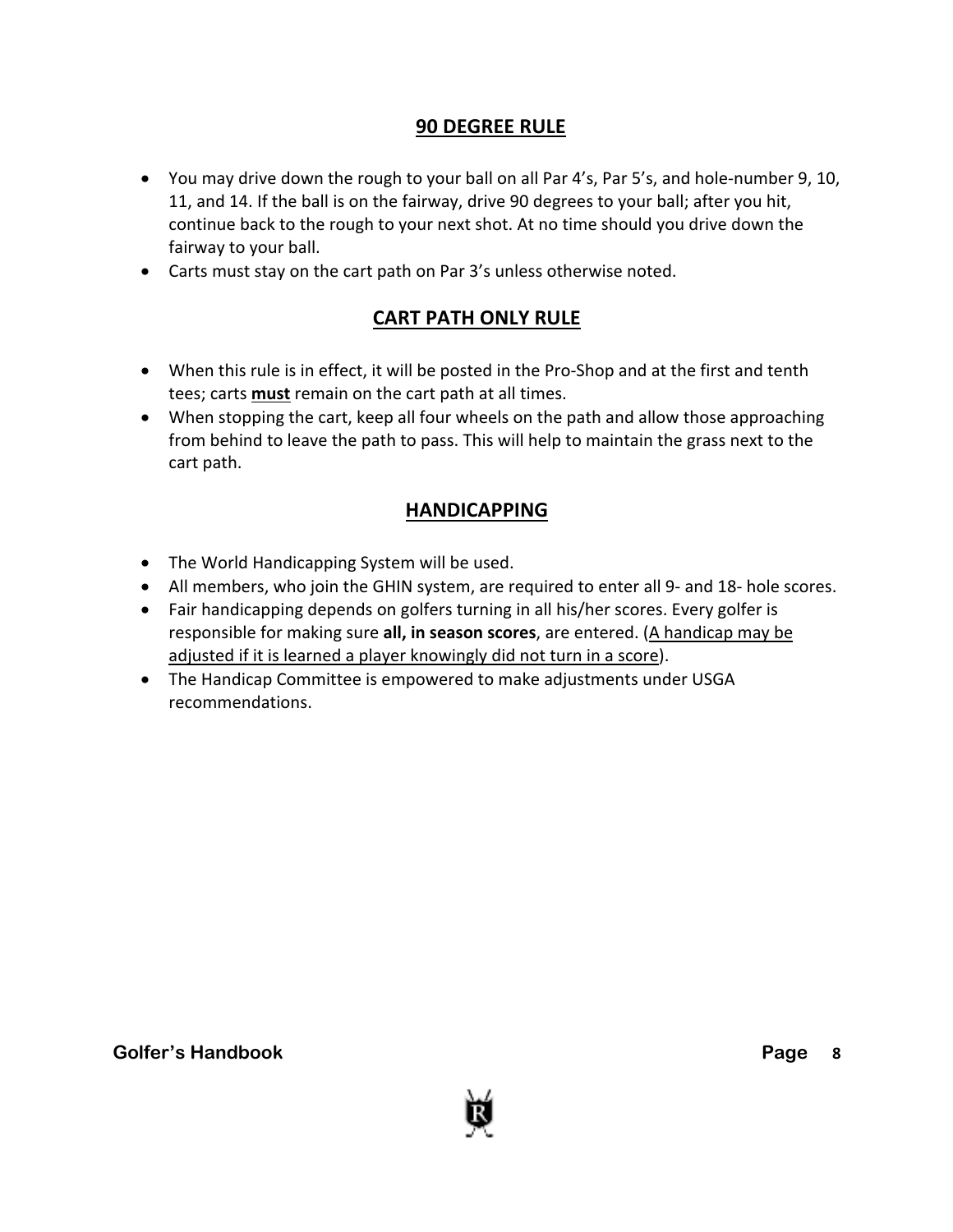## 90 DEGREE RULE

- You may drive down the rough to your ball on all Par 4's, Par 5's, and hole-number 9, 10, 11, and 14. If the ball is on the fairway, drive 90 degrees to your ball; after you hit, continue back to the rough to your next shot. At no time should you drive down the fairway to your ball.
- Carts must stay on the cart path on Par 3's unless otherwise noted.

## CART PATH ONLY RULE

- When this rule is in effect, it will be posted in the Pro-Shop and at the first and tenth tees; carts **must** remain on the cart path at all times.
- When stopping the cart, keep all four wheels on the path and allow those approaching from behind to leave the path to pass. This will help to maintain the grass next to the cart path.

## HANDICAPPING

- The World Handicapping System will be used.
- All members, who join the GHIN system, are required to enter all 9- and 18- hole scores.
- Fair handicapping depends on golfers turning in all his/her scores. Every golfer is responsible for making sure **all, in season scores**, are entered. (A handicap may be adjusted if it is learned a player knowingly did not turn in a score).
- The Handicap Committee is empowered to make adjustments under USGA recommendations.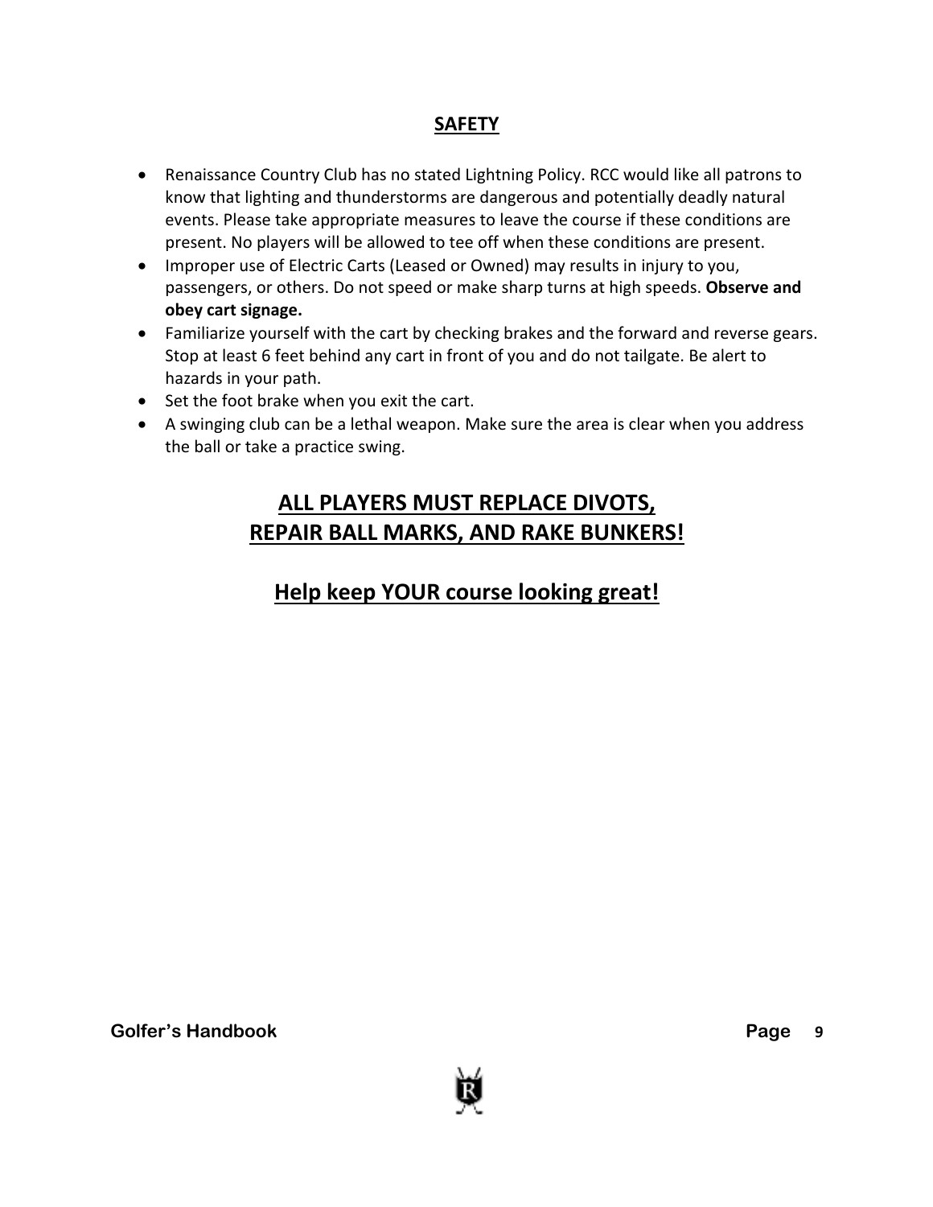## SAFETY

- Renaissance Country Club has no stated Lightning Policy. RCC would like all patrons to know that lighting and thunderstorms are dangerous and potentially deadly natural events. Please take appropriate measures to leave the course if these conditions are present. No players will be allowed to tee off when these conditions are present.
- Improper use of Electric Carts (Leased or Owned) may results in injury to you, passengers, or others. Do not speed or make sharp turns at high speeds. **Observe and obey cart signage.**
- Familiarize yourself with the cart by checking brakes and the forward and reverse gears. Stop at least 6 feet behind any cart in front of you and do not tailgate. Be alert to hazards in your path.
- Set the foot brake when you exit the cart.
- A swinging club can be a lethal weapon. Make sure the area is clear when you address the ball or take a practice swing.

## ALL PLAYERS MUST REPLACE DIVOTS, REPAIR BALL MARKS, AND RAKE BUNKERS!

## Help keep YOUR course looking great!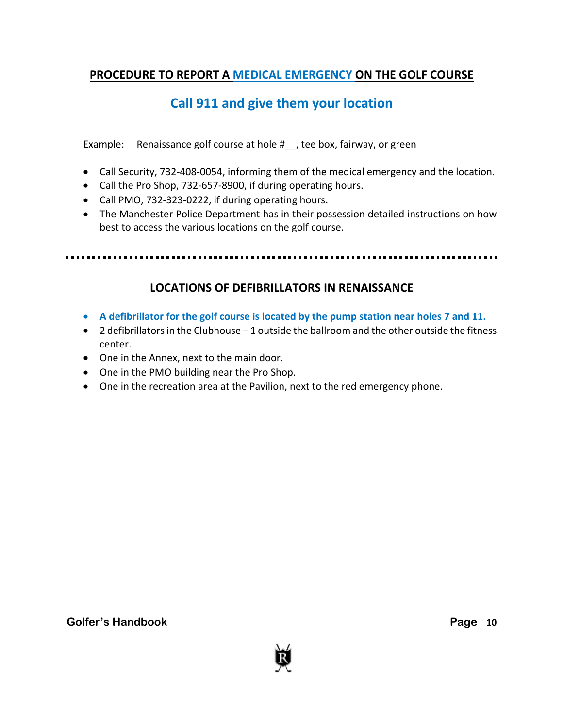## PROCEDURE TO REPORT A MEDICAL EMERGENCY ON THE GOLF COURSE

### Call 911 and give them your location

Example: Renaissance golf course at hole #__, tee box, fairway, or green

- Call Security, 732-408-0054, informing them of the medical emergency and the location.
- Call the Pro Shop, 732-657-8900, if during operating hours.
- Call PMO, 732-323-0222, if during operating hours.
- The Manchester Police Department has in their possession detailed instructions on how best to access the various locations on the golf course.

---

## LOCATIONS OF DEFIBRILLATORS IN RENAISSANCE

- **A defibrillator for the golf course is located by the pump station near holes 7 and 11.**
- 2 defibrillators in the Clubhouse – 1 outside the ballroom and the other outside the fitness center.
- One in the Annex, next to the main door.
- One in the PMO building near the Pro Shop.
- One in the recreation area at the Pavilion, next to the red emergency phone.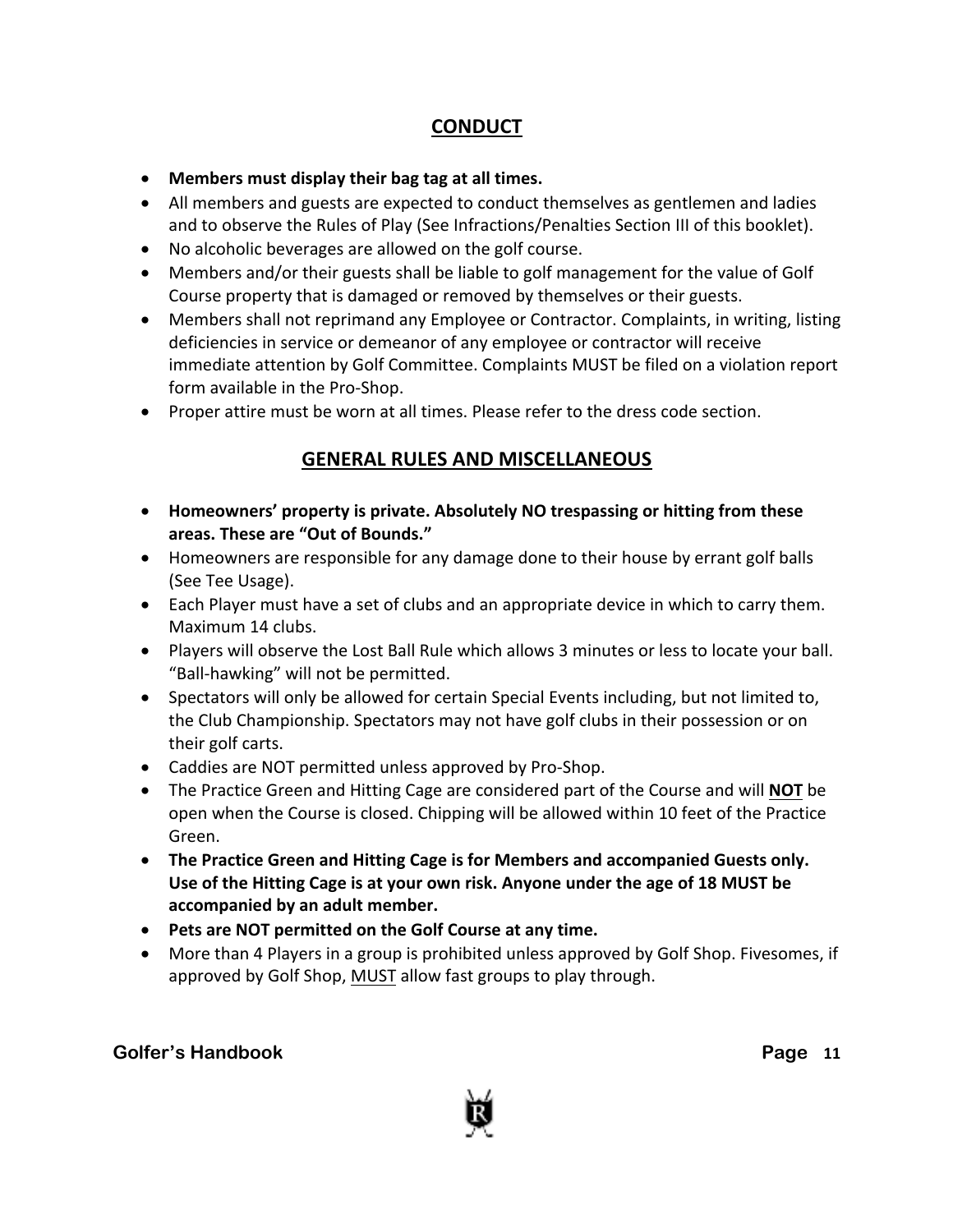## CONDUCT

- **Members must display their bag tag at all times.**
- All members and guests are expected to conduct themselves as gentlemen and ladies and to observe the Rules of Play (See Infractions/Penalties Section III of this booklet).
- No alcoholic beverages are allowed on the golf course.
- Members and/or their guests shall be liable to golf management for the value of Golf Course property that is damaged or removed by themselves or their guests.
- Members shall not reprimand any Employee or Contractor. Complaints, in writing, listing deficiencies in service or demeanor of any employee or contractor will receive immediate attention by Golf Committee. Complaints MUST be filed on a violation report form available in the Pro-Shop.
- Proper attire must be worn at all times. Please refer to the dress code section.

## GENERAL RULES AND MISCELLANEOUS

- **Homeowners' property is private. Absolutely NO trespassing or hitting from these areas. These are "Out of Bounds."**
- Homeowners are responsible for any damage done to their house by errant golf balls (See Tee Usage).
- Each Player must have a set of clubs and an appropriate device in which to carry them. Maximum 14 clubs.
- Players will observe the Lost Ball Rule which allows 3 minutes or less to locate your ball. "Ball-hawking" will not be permitted.
- Spectators will only be allowed for certain Special Events including, but not limited to, the Club Championship. Spectators may not have golf clubs in their possession or on their golf carts.
- Caddies are NOT permitted unless approved by Pro-Shop.
- The Practice Green and Hitting Cage are considered part of the Course and will **NOT** be open when the Course is closed. Chipping will be allowed within 10 feet of the Practice Green.
- **The Practice Green and Hitting Cage is for Members and accompanied Guests only. Use of the Hitting Cage is at your own risk. Anyone under the age of 18 MUST be accompanied by an adult member.**
- **Pets are NOT permitted on the Golf Course at any time.**
- More than 4 Players in a group is prohibited unless approved by Golf Shop. Fivesomes, if approved by Golf Shop, MUST allow fast groups to play through.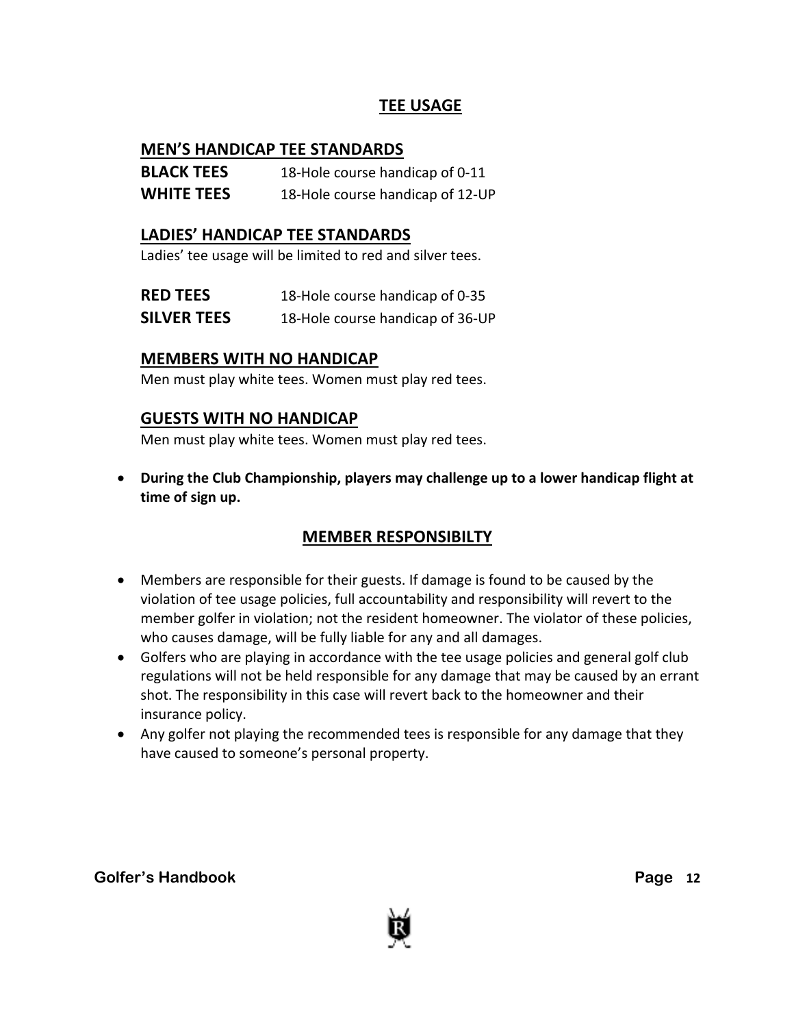## TEE USAGE

### MEN'S HANDICAP TEE STANDARDS

| | |
|---|---|
| **BLACK TEES** | 18-Hole course handicap of 0-11 |
| **WHITE TEES** | 18-Hole course handicap of 12-UP |

### LADIES' HANDICAP TEE STANDARDS

Ladies' tee usage will be limited to red and silver tees.

| | |
|---|---|
| **RED TEES** | 18-Hole course handicap of 0-35 |
| **SILVER TEES** | 18-Hole course handicap of 36-UP |

### MEMBERS WITH NO HANDICAP

Men must play white tees. Women must play red tees.

### GUESTS WITH NO HANDICAP

Men must play white tees. Women must play red tees.

- **During the Club Championship, players may challenge up to a lower handicap flight at time of sign up.**

## MEMBER RESPONSIBILTY

- Members are responsible for their guests. If damage is found to be caused by the violation of tee usage policies, full accountability and responsibility will revert to the member golfer in violation; not the resident homeowner. The violator of these policies, who causes damage, will be fully liable for any and all damages.
- Golfers who are playing in accordance with the tee usage policies and general golf club regulations will not be held responsible for any damage that may be caused by an errant shot. The responsibility in this case will revert back to the homeowner and their insurance policy.
- Any golfer not playing the recommended tees is responsible for any damage that they have caused to someone's personal property.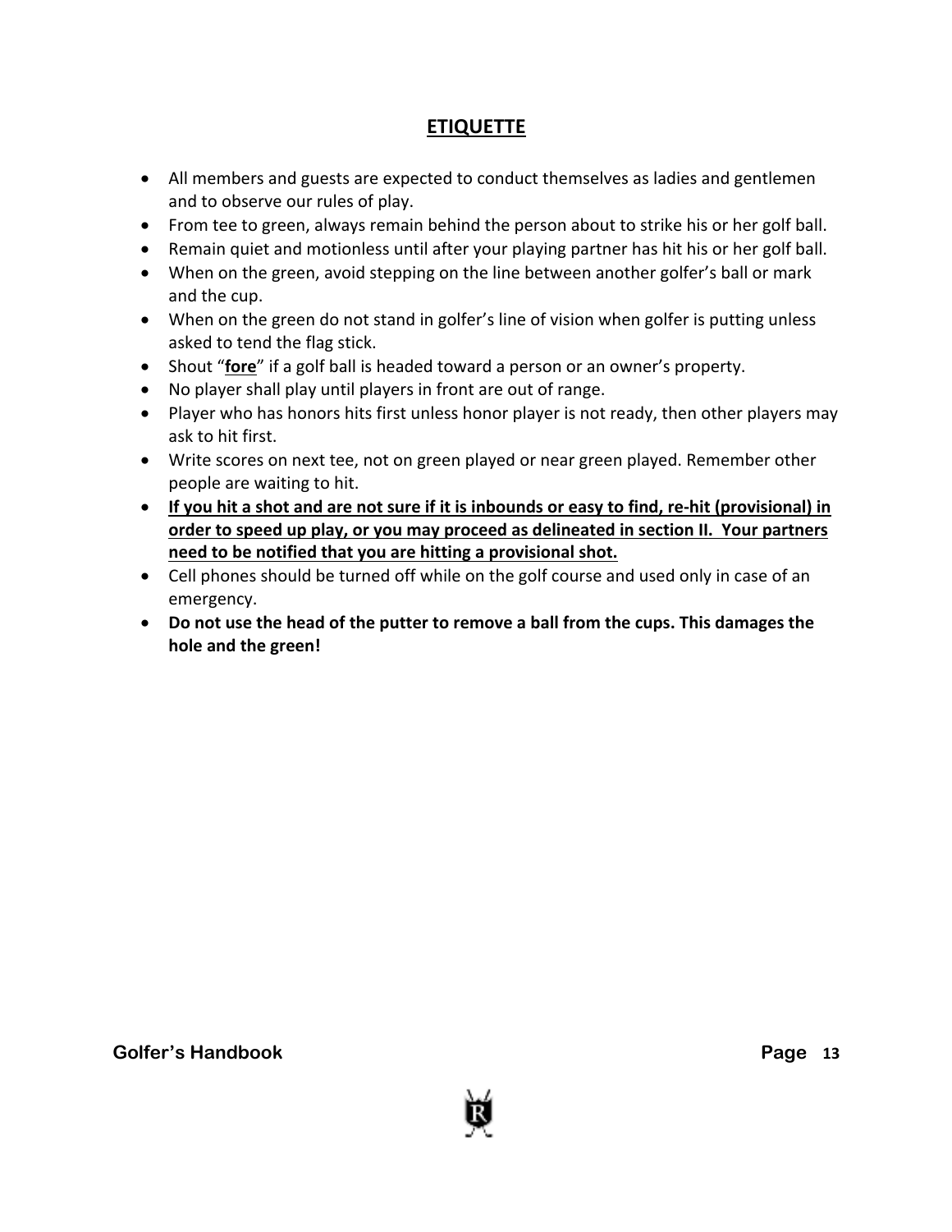## ETIQUETTE

- All members and guests are expected to conduct themselves as ladies and gentlemen and to observe our rules of play.
- From tee to green, always remain behind the person about to strike his or her golf ball.
- Remain quiet and motionless until after your playing partner has hit his or her golf ball.
- When on the green, avoid stepping on the line between another golfer's ball or mark and the cup.
- When on the green do not stand in golfer's line of vision when golfer is putting unless asked to tend the flag stick.
- Shout "**fore**" if a golf ball is headed toward a person or an owner's property.
- No player shall play until players in front are out of range.
- Player who has honors hits first unless honor player is not ready, then other players may ask to hit first.
- Write scores on next tee, not on green played or near green played. Remember other people are waiting to hit.
- **If you hit a shot and are not sure if it is inbounds or easy to find, re-hit (provisional) in order to speed up play, or you may proceed as delineated in section II. Your partners need to be notified that you are hitting a provisional shot.**
- Cell phones should be turned off while on the golf course and used only in case of an emergency.
- **Do not use the head of the putter to remove a ball from the cups. This damages the hole and the green!**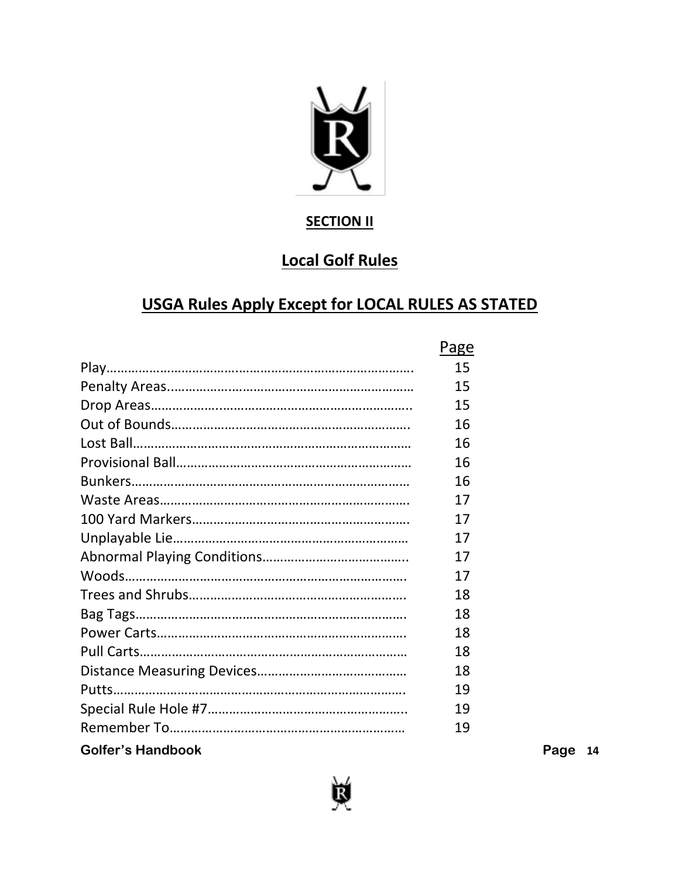## SECTION II

## Local Golf Rules

## USGA Rules Apply Except for LOCAL RULES AS STATED

| | Page |
|---|---|
| Play | 15 |
| Penalty Areas | 15 |
| Drop Areas | 15 |
| Out of Bounds | 16 |
| Lost Ball | 16 |
| Provisional Ball | 16 |
| Bunkers | 16 |
| Waste Areas | 17 |
| 100 Yard Markers | 17 |
| Unplayable Lie | 17 |
| Abnormal Playing Conditions | 17 |
| Woods | 17 |
| Trees and Shrubs | 18 |
| Bag Tags | 18 |
| Power Carts | 18 |
| Pull Carts | 18 |
| Distance Measuring Devices | 18 |
| Putts | 19 |
| Special Rule Hole #7 | 19 |
| Remember To | 19 |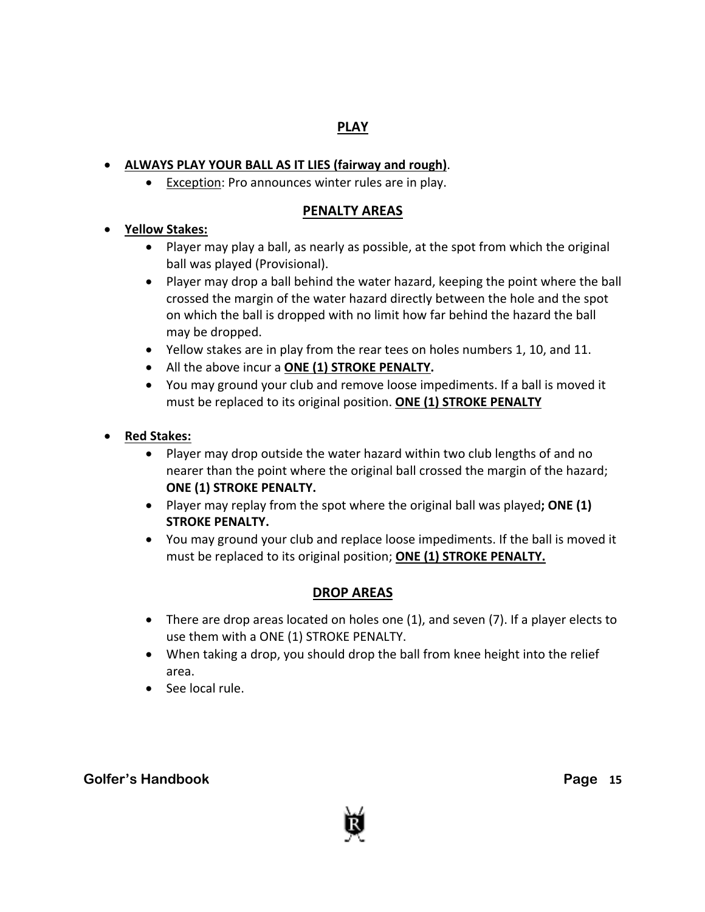## <u>PLAY</u>

- **<u>ALWAYS PLAY YOUR BALL AS IT LIES (fairway and rough)</u>**.
    - <u>Exception</u>: Pro announces winter rules are in play.

## <u>PENALTY AREAS</u>

- **<u>Yellow Stakes:</u>**
    - Player may play a ball, as nearly as possible, at the spot from which the original ball was played (Provisional).
    - Player may drop a ball behind the water hazard, keeping the point where the ball crossed the margin of the water hazard directly between the hole and the spot on which the ball is dropped with no limit how far behind the hazard the ball may be dropped.
    - Yellow stakes are in play from the rear tees on holes numbers 1, 10, and 11.
    - All the above incur a **<u>ONE (1) STROKE PENALTY</u>.**
    - You may ground your club and remove loose impediments. If a ball is moved it must be replaced to its original position. **<u>ONE (1) STROKE PENALTY</u>**

- **<u>Red Stakes:</u>**
    - Player may drop outside the water hazard within two club lengths of and no nearer than the point where the original ball crossed the margin of the hazard; **ONE (1) STROKE PENALTY.**
    - Player may replay from the spot where the original ball was played**; ONE (1) STROKE PENALTY.**
    - You may ground your club and replace loose impediments. If the ball is moved it must be replaced to its original position; **<u>ONE (1) STROKE PENALTY.</u>**

## <u>DROP AREAS</u>

- There are drop areas located on holes one (1), and seven (7). If a player elects to use them with a ONE (1) STROKE PENALTY.
- When taking a drop, you should drop the ball from knee height into the relief area.
- See local rule.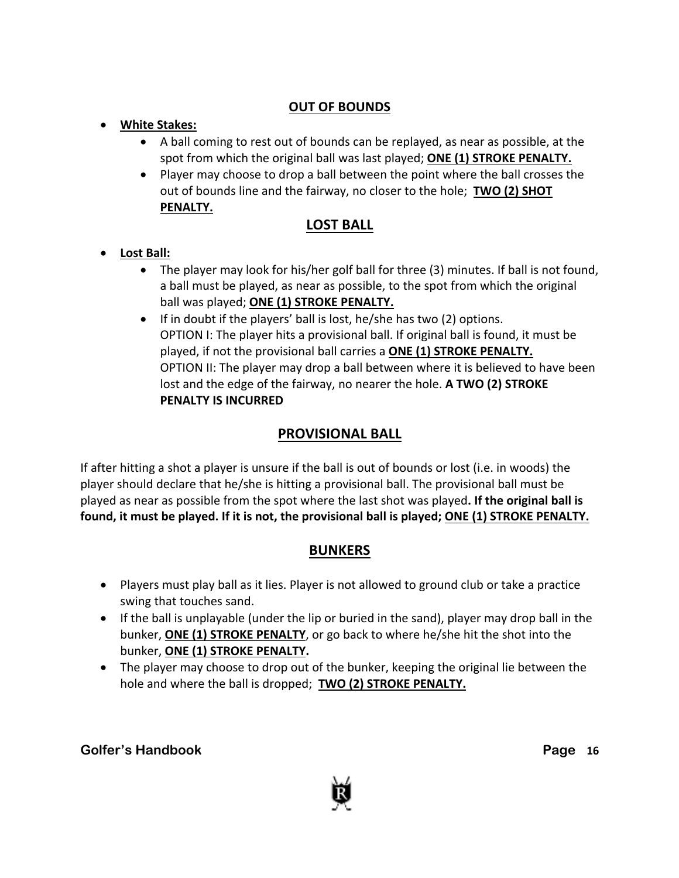## OUT OF BOUNDS

- **White Stakes:**
  - A ball coming to rest out of bounds can be replayed, as near as possible, at the spot from which the original ball was last played; **ONE (1) STROKE PENALTY.**
  - Player may choose to drop a ball between the point where the ball crosses the out of bounds line and the fairway, no closer to the hole; **TWO (2) SHOT PENALTY.**

## LOST BALL

- **Lost Ball:**
  - The player may look for his/her golf ball for three (3) minutes. If ball is not found, a ball must be played, as near as possible, to the spot from which the original ball was played; **ONE (1) STROKE PENALTY.**
  - If in doubt if the players' ball is lost, he/she has two (2) options.
    OPTION I: The player hits a provisional ball. If original ball is found, it must be played, if not the provisional ball carries a **ONE (1) STROKE PENALTY.**
    OPTION II: The player may drop a ball between where it is believed to have been lost and the edge of the fairway, no nearer the hole. **A TWO (2) STROKE PENALTY IS INCURRED**

## PROVISIONAL BALL

If after hitting a shot a player is unsure if the ball is out of bounds or lost (i.e. in woods) the player should declare that he/she is hitting a provisional ball. The provisional ball must be played as near as possible from the spot where the last shot was played**. If the original ball is found, it must be played. If it is not, the provisional ball is played; ONE (1) STROKE PENALTY.**

## BUNKERS

- Players must play ball as it lies. Player is not allowed to ground club or take a practice swing that touches sand.
- If the ball is unplayable (under the lip or buried in the sand), player may drop ball in the bunker, **ONE (1) STROKE PENALTY**, or go back to where he/she hit the shot into the bunker, **ONE (1) STROKE PENALTY.**
- The player may choose to drop out of the bunker, keeping the original lie between the hole and where the ball is dropped; **TWO (2) STROKE PENALTY.**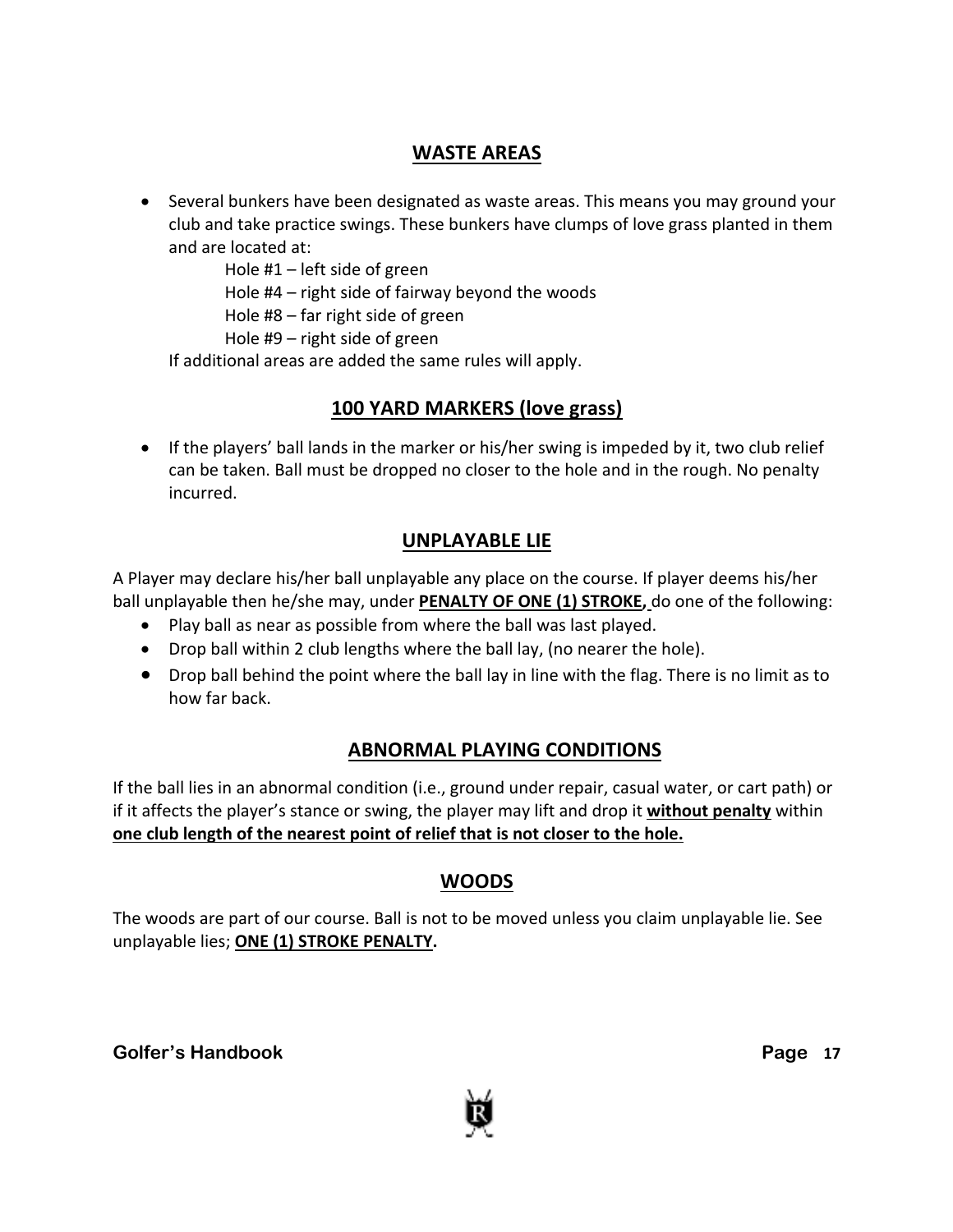## WASTE AREAS

- Several bunkers have been designated as waste areas. This means you may ground your club and take practice swings. These bunkers have clumps of love grass planted in them and are located at:

  Hole #1 – left side of green
  Hole #4 – right side of fairway beyond the woods
  Hole #8 – far right side of green
  Hole #9 – right side of green

  If additional areas are added the same rules will apply.

## 100 YARD MARKERS (love grass)

- If the players' ball lands in the marker or his/her swing is impeded by it, two club relief can be taken. Ball must be dropped no closer to the hole and in the rough. No penalty incurred.

## UNPLAYABLE LIE

A Player may declare his/her ball unplayable any place on the course. If player deems his/her ball unplayable then he/she may, under **PENALTY OF ONE (1) STROKE,** do one of the following:

- Play ball as near as possible from where the ball was last played.
- Drop ball within 2 club lengths where the ball lay, (no nearer the hole).
- Drop ball behind the point where the ball lay in line with the flag. There is no limit as to how far back.

## ABNORMAL PLAYING CONDITIONS

If the ball lies in an abnormal condition (i.e., ground under repair, casual water, or cart path) or if it affects the player's stance or swing, the player may lift and drop it **without penalty** within **one club length of the nearest point of relief that is not closer to the hole.**

## WOODS

The woods are part of our course. Ball is not to be moved unless you claim unplayable lie. See unplayable lies; **ONE (1) STROKE PENALTY.**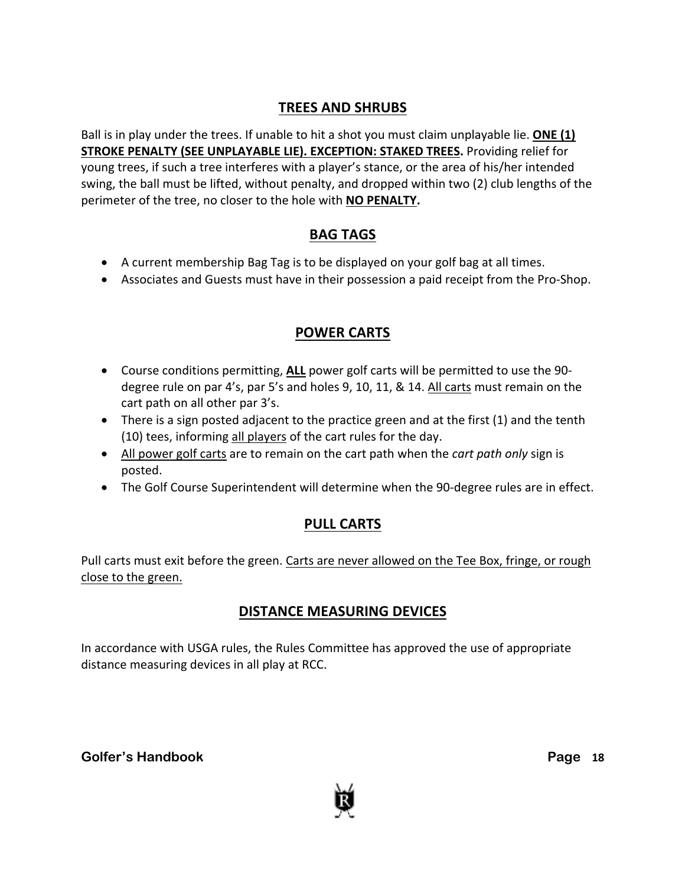## TREES AND SHRUBS

Ball is in play under the trees. If unable to hit a shot you must claim unplayable lie. **ONE (1) STROKE PENALTY (SEE UNPLAYABLE LIE). EXCEPTION: STAKED TREES.** Providing relief for young trees, if such a tree interferes with a player's stance, or the area of his/her intended swing, the ball must be lifted, without penalty, and dropped within two (2) club lengths of the perimeter of the tree, no closer to the hole with **NO PENALTY.**

## BAG TAGS

- A current membership Bag Tag is to be displayed on your golf bag at all times.
- Associates and Guests must have in their possession a paid receipt from the Pro-Shop.

## POWER CARTS

- Course conditions permitting, **ALL** power golf carts will be permitted to use the 90-degree rule on par 4's, par 5's and holes 9, 10, 11, & 14. All carts must remain on the cart path on all other par 3's.
- There is a sign posted adjacent to the practice green and at the first (1) and the tenth (10) tees, informing all players of the cart rules for the day.
- All power golf carts are to remain on the cart path when the *cart path only* sign is posted.
- The Golf Course Superintendent will determine when the 90-degree rules are in effect.

## PULL CARTS

Pull carts must exit before the green. Carts are never allowed on the Tee Box, fringe, or rough close to the green.

## DISTANCE MEASURING DEVICES

In accordance with USGA rules, the Rules Committee has approved the use of appropriate distance measuring devices in all play at RCC.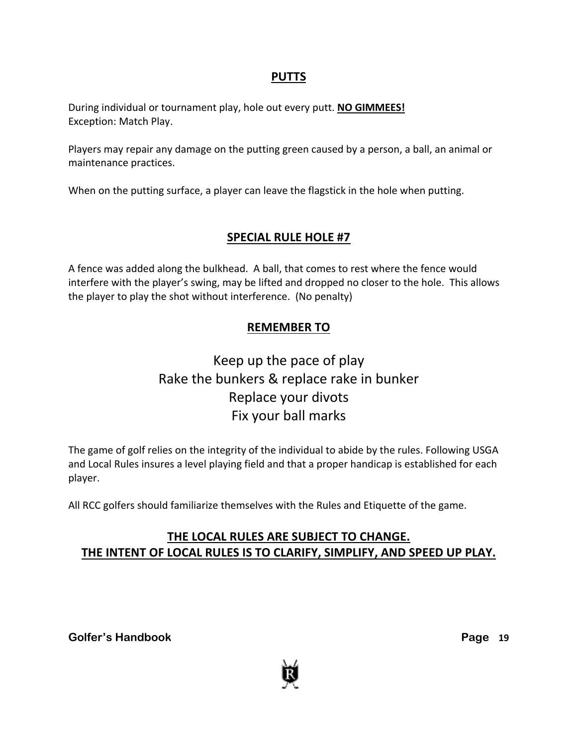## PUTTS

During individual or tournament play, hole out every putt. **NO GIMMEES!**
Exception: Match Play.

Players may repair any damage on the putting green caused by a person, a ball, an animal or maintenance practices.

When on the putting surface, a player can leave the flagstick in the hole when putting.

## SPECIAL RULE HOLE #7

A fence was added along the bulkhead. A ball, that comes to rest where the fence would interfere with the player's swing, may be lifted and dropped no closer to the hole. This allows the player to play the shot without interference. (No penalty)

## REMEMBER TO

Keep up the pace of play
Rake the bunkers & replace rake in bunker
Replace your divots
Fix your ball marks

The game of golf relies on the integrity of the individual to abide by the rules. Following USGA and Local Rules insures a level playing field and that a proper handicap is established for each player.

All RCC golfers should familiarize themselves with the Rules and Etiquette of the game.

**THE LOCAL RULES ARE SUBJECT TO CHANGE.**
**THE INTENT OF LOCAL RULES IS TO CLARIFY, SIMPLIFY, AND SPEED UP PLAY.**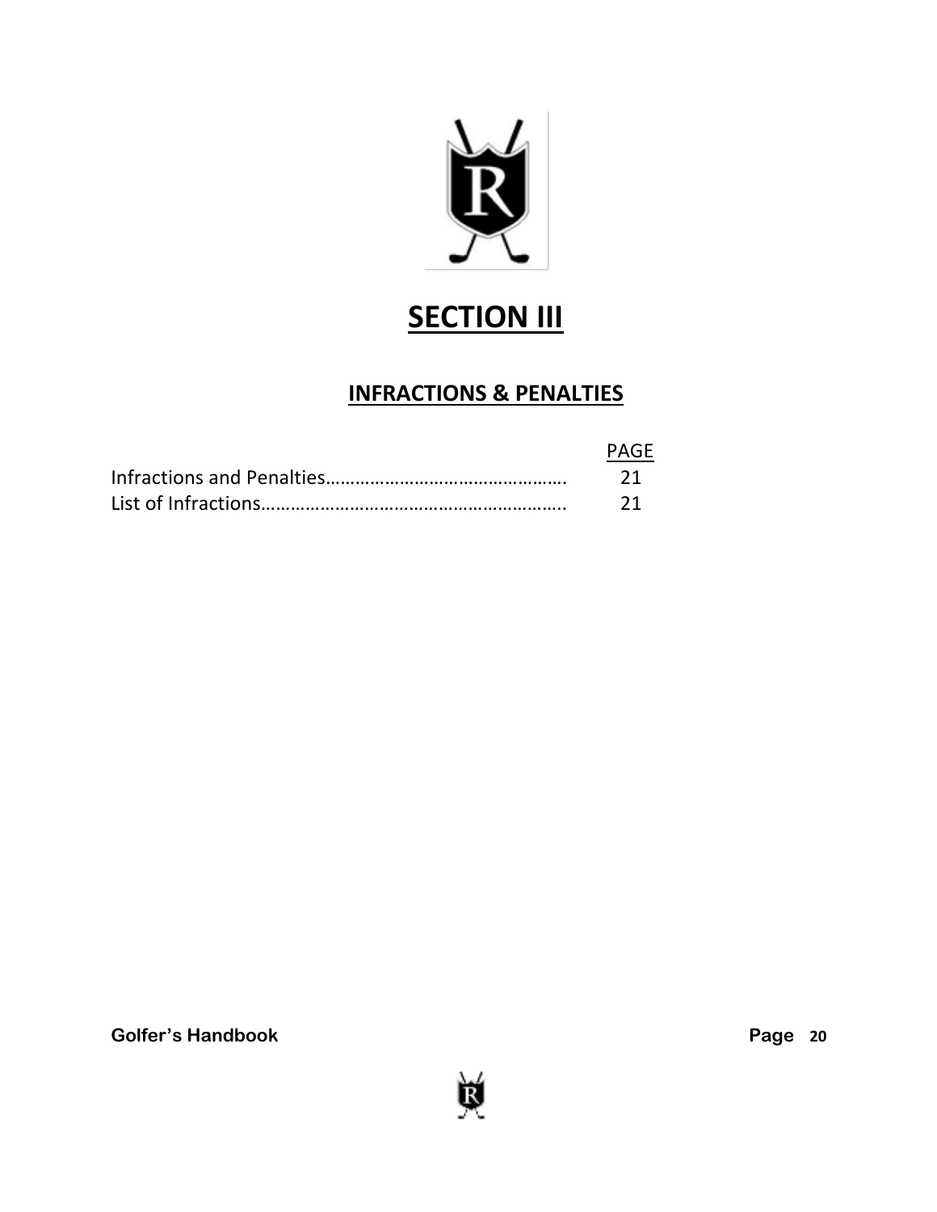# SECTION III

## INFRACTIONS & PENALTIES

| | PAGE |
|---|---|
| Infractions and Penalties………………………………………… | 21 |
| List of Infractions……………………………………………………. | 21 |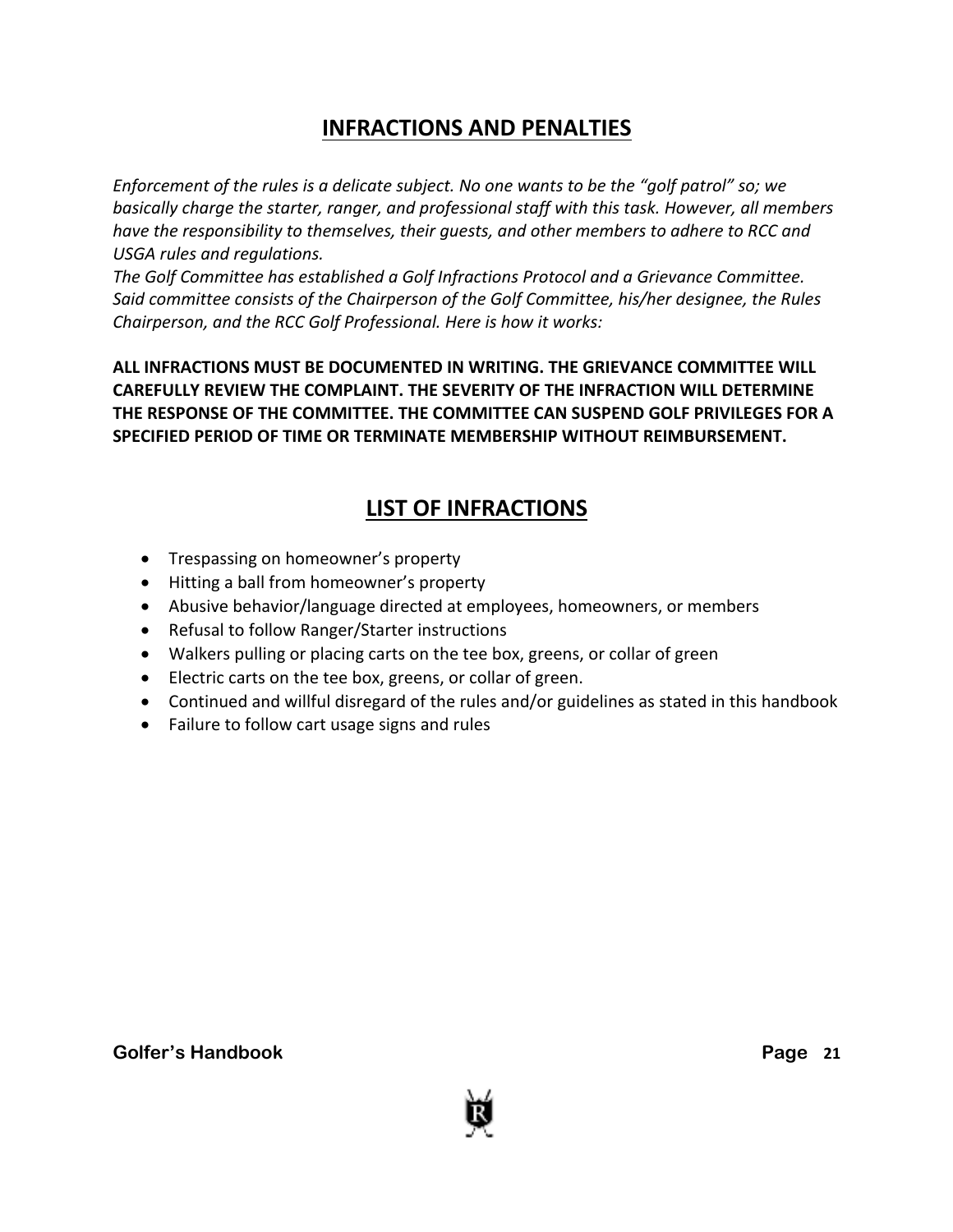## INFRACTIONS AND PENALTIES

*Enforcement of the rules is a delicate subject. No one wants to be the "golf patrol" so; we basically charge the starter, ranger, and professional staff with this task. However, all members have the responsibility to themselves, their guests, and other members to adhere to RCC and USGA rules and regulations.*
*The Golf Committee has established a Golf Infractions Protocol and a Grievance Committee. Said committee consists of the Chairperson of the Golf Committee, his/her designee, the Rules Chairperson, and the RCC Golf Professional. Here is how it works:*

**ALL INFRACTIONS MUST BE DOCUMENTED IN WRITING. THE GRIEVANCE COMMITTEE WILL CAREFULLY REVIEW THE COMPLAINT. THE SEVERITY OF THE INFRACTION WILL DETERMINE THE RESPONSE OF THE COMMITTEE. THE COMMITTEE CAN SUSPEND GOLF PRIVILEGES FOR A SPECIFIED PERIOD OF TIME OR TERMINATE MEMBERSHIP WITHOUT REIMBURSEMENT.**

## LIST OF INFRACTIONS

- Trespassing on homeowner's property
- Hitting a ball from homeowner's property
- Abusive behavior/language directed at employees, homeowners, or members
- Refusal to follow Ranger/Starter instructions
- Walkers pulling or placing carts on the tee box, greens, or collar of green
- Electric carts on the tee box, greens, or collar of green.
- Continued and willful disregard of the rules and/or guidelines as stated in this handbook
- Failure to follow cart usage signs and rules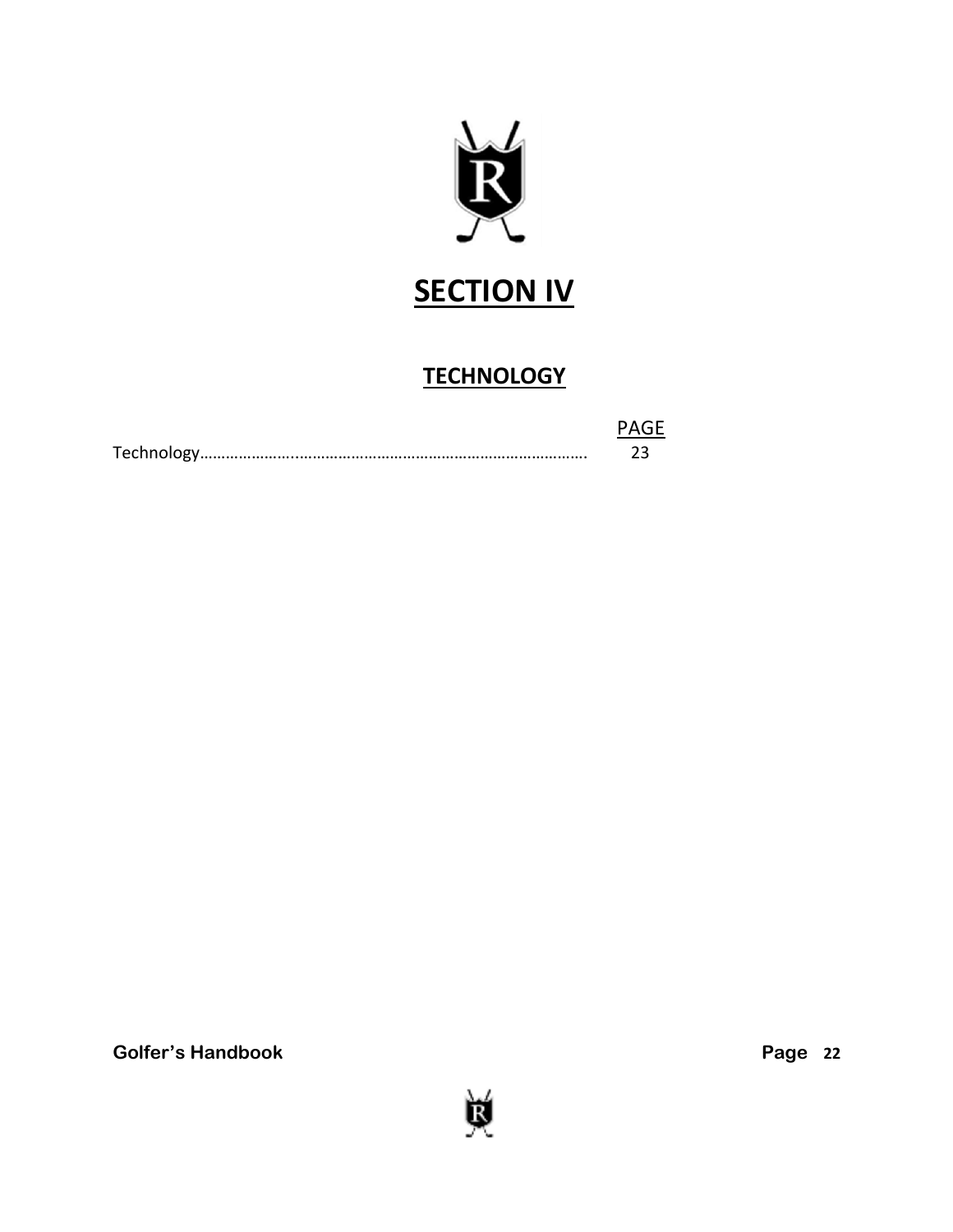# SECTION IV

## TECHNOLOGY

| | PAGE |
|---|---|
| Technology……………………..………………………………………………………. | 23 |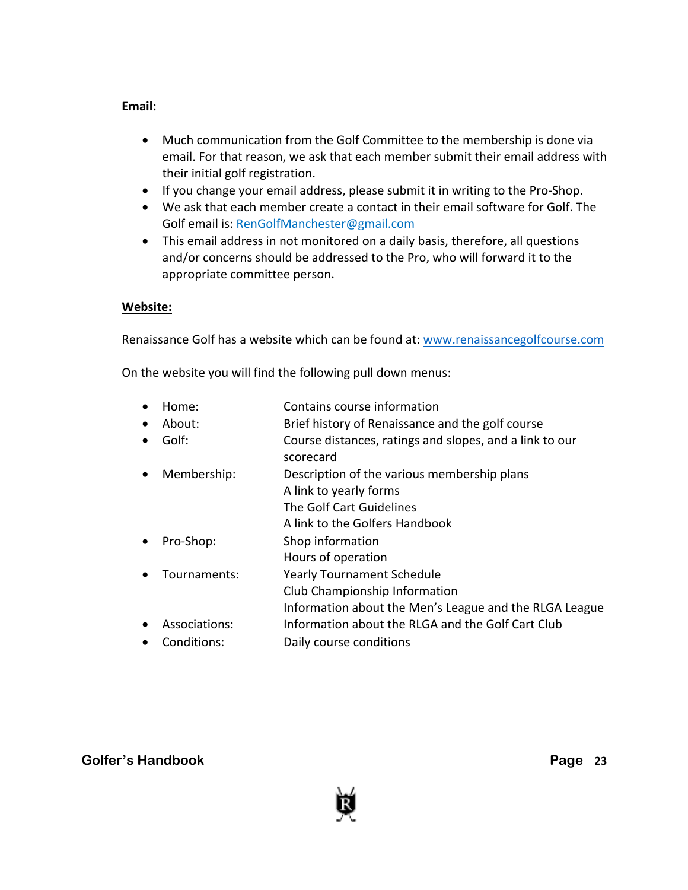**Email:**

- Much communication from the Golf Committee to the membership is done via email. For that reason, we ask that each member submit their email address with their initial golf registration.
- If you change your email address, please submit it in writing to the Pro-Shop.
- We ask that each member create a contact in their email software for Golf. The Golf email is: RenGolfManchester@gmail.com
- This email address in not monitored on a daily basis, therefore, all questions and/or concerns should be addressed to the Pro, who will forward it to the appropriate committee person.

**Website:**

Renaissance Golf has a website which can be found at: www.renaissancegolfcourse.com

On the website you will find the following pull down menus:

- Home: Contains course information
- About: Brief history of Renaissance and the golf course
- Golf: Course distances, ratings and slopes, and a link to our scorecard
- Membership: Description of the various membership plans
  A link to yearly forms
  The Golf Cart Guidelines
  A link to the Golfers Handbook
- Pro-Shop: Shop information
  Hours of operation
- Tournaments: Yearly Tournament Schedule
  Club Championship Information
  Information about the Men's League and the RLGA League
- Associations: Information about the RLGA and the Golf Cart Club
- Conditions: Daily course conditions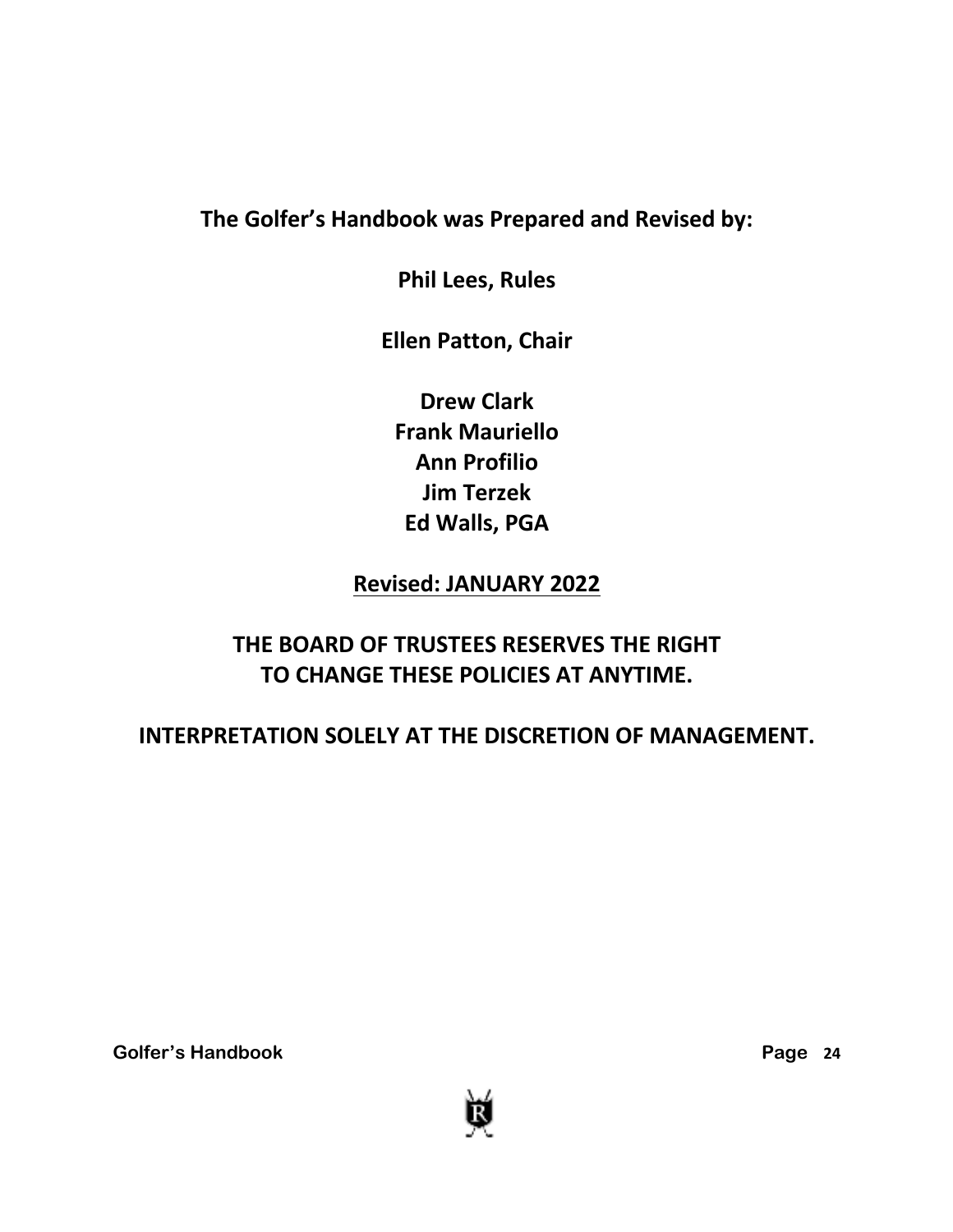**The Golfer's Handbook was Prepared and Revised by:**

**Phil Lees, Rules**

**Ellen Patton, Chair**

**Drew Clark**
**Frank Mauriello**
**Ann Profilio**
**Jim Terzek**
**Ed Walls, PGA**

**<u>Revised: JANUARY 2022</u>**

**THE BOARD OF TRUSTEES RESERVES THE RIGHT TO CHANGE THESE POLICIES AT ANYTIME.**

**INTERPRETATION SOLELY AT THE DISCRETION OF MANAGEMENT.**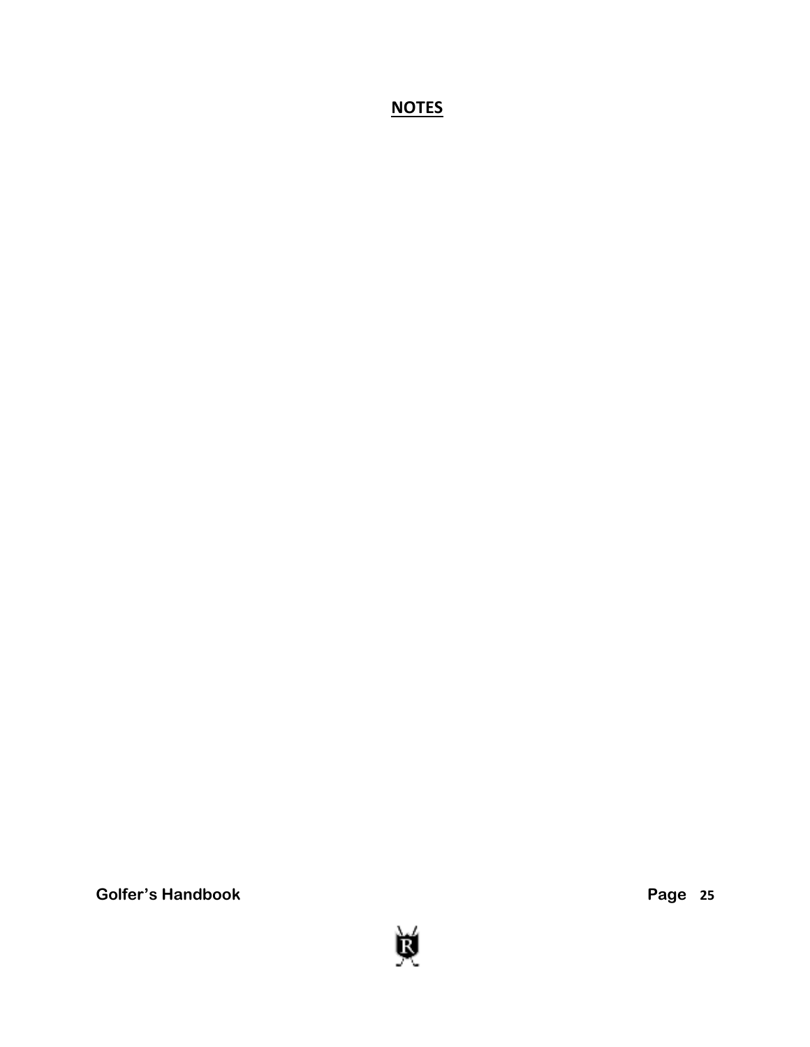## NOTES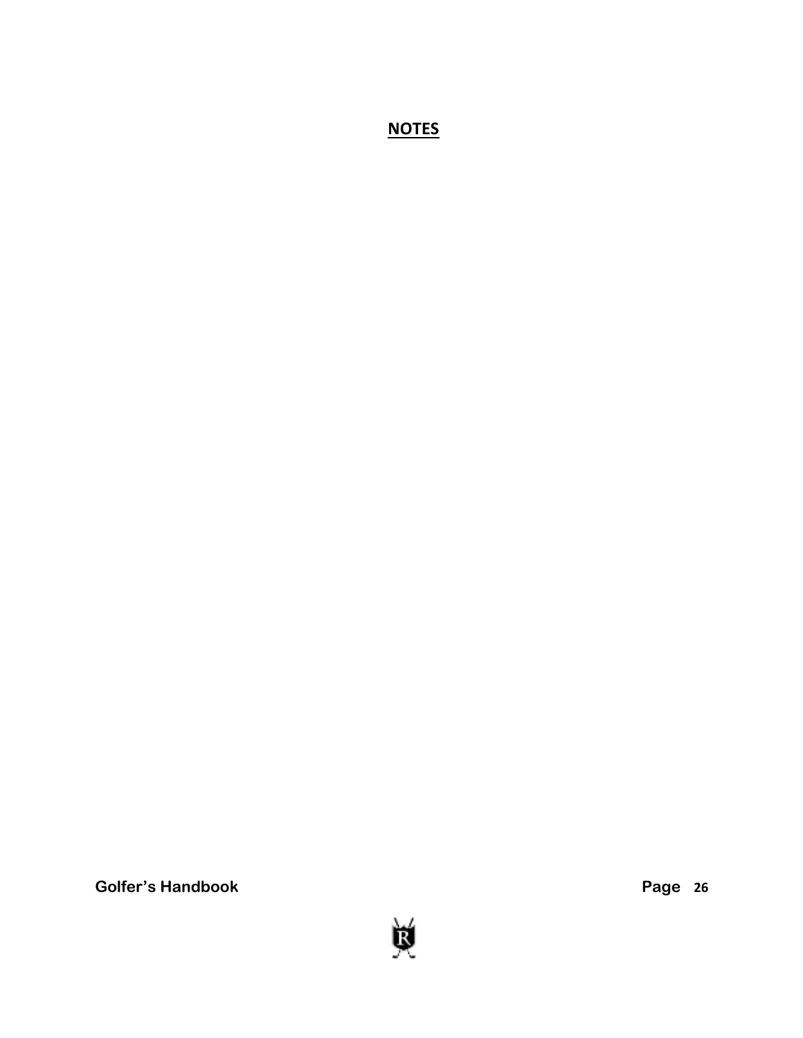# NOTES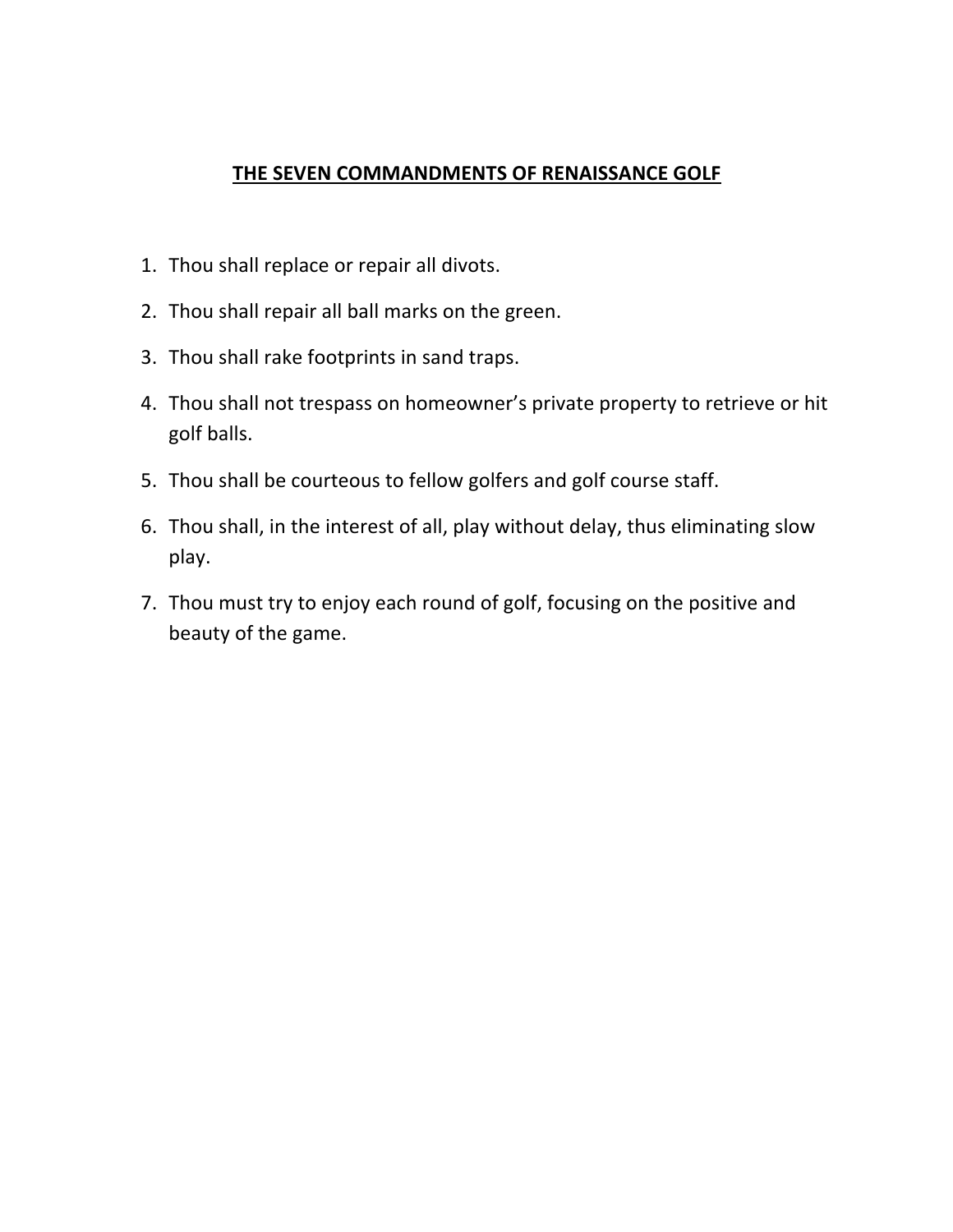## THE SEVEN COMMANDMENTS OF RENAISSANCE GOLF

1. Thou shall replace or repair all divots.
2. Thou shall repair all ball marks on the green.
3. Thou shall rake footprints in sand traps.
4. Thou shall not trespass on homeowner's private property to retrieve or hit golf balls.
5. Thou shall be courteous to fellow golfers and golf course staff.
6. Thou shall, in the interest of all, play without delay, thus eliminating slow play.
7. Thou must try to enjoy each round of golf, focusing on the positive and beauty of the game.